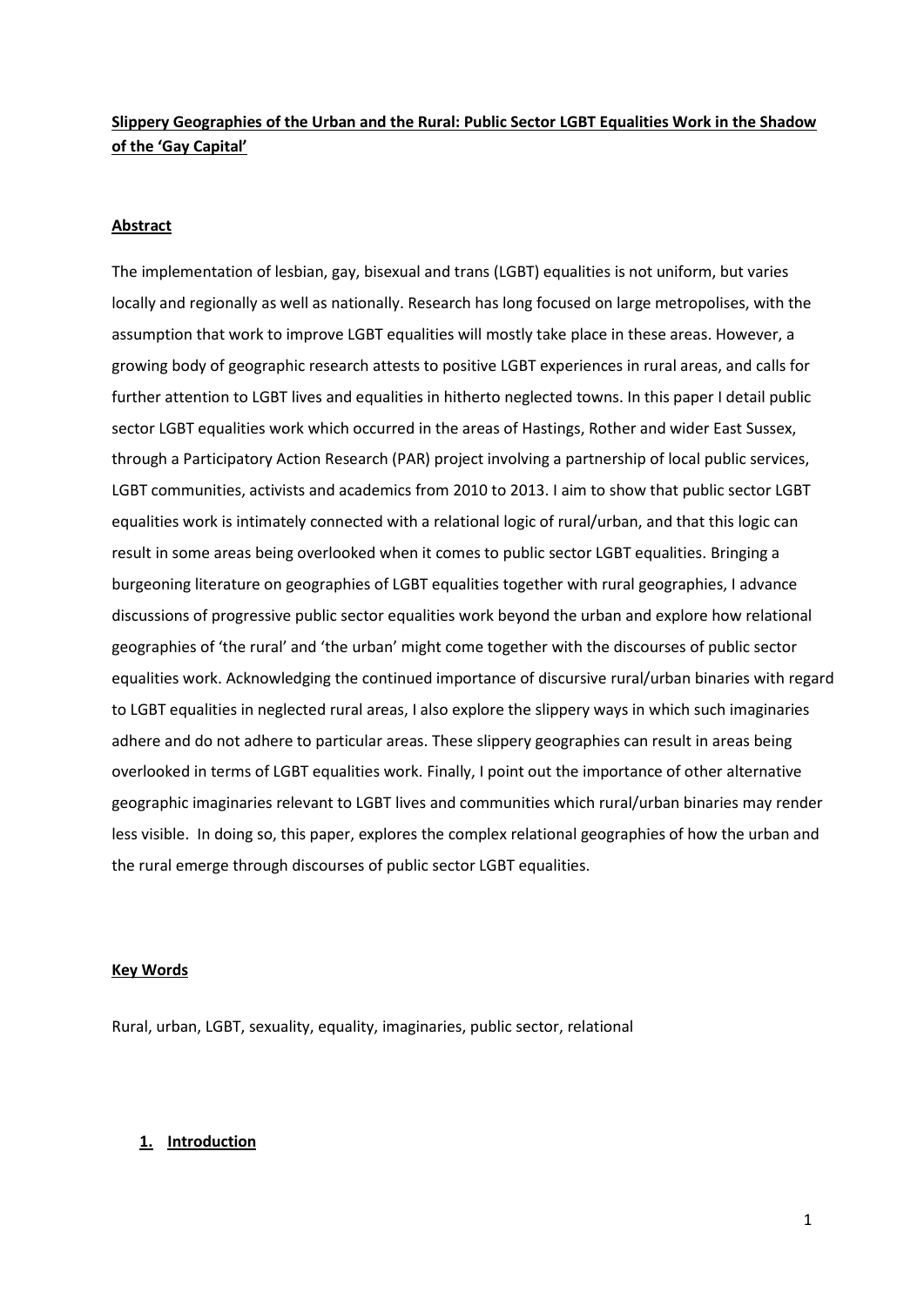# Slippery Geographies of the Urban and the Rural: Public Sector LGBT Equalities Work in the Shadow of the 'Gay Capital'

## Abstract

The implementation of lesbian, gay, bisexual and trans (LGBT) equalities is not uniform, but varies locally and regionally as well as nationally. Research has long focused on large metropolises, with the assumption that work to improve LGBT equalities will mostly take place in these areas. However, a growing body of geographic research attests to positive LGBT experiences in rural areas, and calls for further attention to LGBT lives and equalities in hitherto neglected towns. In this paper I detail public sector LGBT equalities work which occurred in the areas of Hastings, Rother and wider East Sussex, through a Participatory Action Research (PAR) project involving a partnership of local public services, LGBT communities, activists and academics from 2010 to 2013. I aim to show that public sector LGBT equalities work is intimately connected with a relational logic of rural/urban, and that this logic can result in some areas being overlooked when it comes to public sector LGBT equalities. Bringing a burgeoning literature on geographies of LGBT equalities together with rural geographies, I advance discussions of progressive public sector equalities work beyond the urban and explore how relational geographies of 'the rural' and 'the urban' might come together with the discourses of public sector equalities work. Acknowledging the continued importance of discursive rural/urban binaries with regard to LGBT equalities in neglected rural areas, I also explore the slippery ways in which such imaginaries adhere and do not adhere to particular areas. These slippery geographies can result in areas being overlooked in terms of LGBT equalities work. Finally, I point out the importance of other alternative geographic imaginaries relevant to LGBT lives and communities which rural/urban binaries may render less visible. In doing so, this paper, explores the complex relational geographies of how the urban and the rural emerge through discourses of public sector LGBT equalities.

## Key Words

Rural, urban, LGBT, sexuality, equality, imaginaries, public sector, relational

## 1. Introduction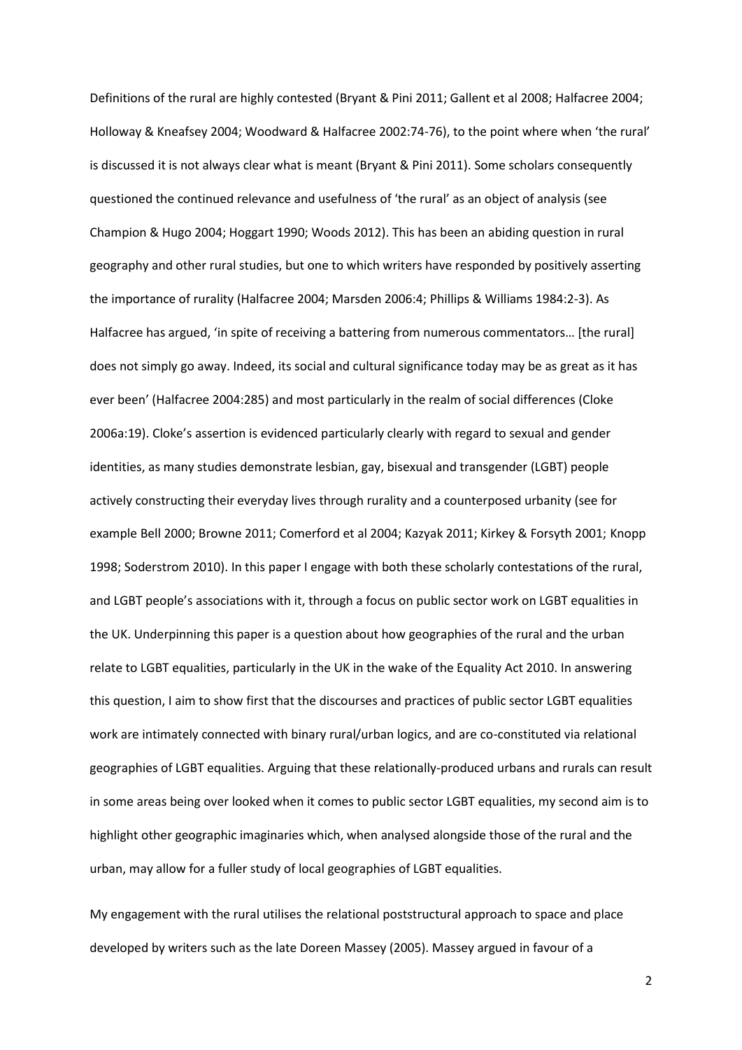Definitions of the rural are highly contested (Bryant & Pini 2011; Gallent et al 2008; Halfacree 2004; Holloway & Kneafsey 2004; Woodward & Halfacree 2002:74-76), to the point where when 'the rural' is discussed it is not always clear what is meant (Bryant & Pini 2011). Some scholars consequently questioned the continued relevance and usefulness of 'the rural' as an object of analysis (see Champion & Hugo 2004; Hoggart 1990; Woods 2012). This has been an abiding question in rural geography and other rural studies, but one to which writers have responded by positively asserting the importance of rurality (Halfacree 2004; Marsden 2006:4; Phillips & Williams 1984:2-3). As Halfacree has argued, 'in spite of receiving a battering from numerous commentators… [the rural] does not simply go away. Indeed, its social and cultural significance today may be as great as it has ever been' (Halfacree 2004:285) and most particularly in the realm of social differences (Cloke 2006a:19). Cloke's assertion is evidenced particularly clearly with regard to sexual and gender identities, as many studies demonstrate lesbian, gay, bisexual and transgender (LGBT) people actively constructing their everyday lives through rurality and a counterposed urbanity (see for example Bell 2000; Browne 2011; Comerford et al 2004; Kazyak 2011; Kirkey & Forsyth 2001; Knopp 1998; Soderstrom 2010). In this paper I engage with both these scholarly contestations of the rural, and LGBT people's associations with it, through a focus on public sector work on LGBT equalities in the UK. Underpinning this paper is a question about how geographies of the rural and the urban relate to LGBT equalities, particularly in the UK in the wake of the Equality Act 2010. In answering this question, I aim to show first that the discourses and practices of public sector LGBT equalities work are intimately connected with binary rural/urban logics, and are co-constituted via relational geographies of LGBT equalities. Arguing that these relationally-produced urbans and rurals can result in some areas being over looked when it comes to public sector LGBT equalities, my second aim is to highlight other geographic imaginaries which, when analysed alongside those of the rural and the urban, may allow for a fuller study of local geographies of LGBT equalities.

My engagement with the rural utilises the relational poststructural approach to space and place developed by writers such as the late Doreen Massey (2005). Massey argued in favour of a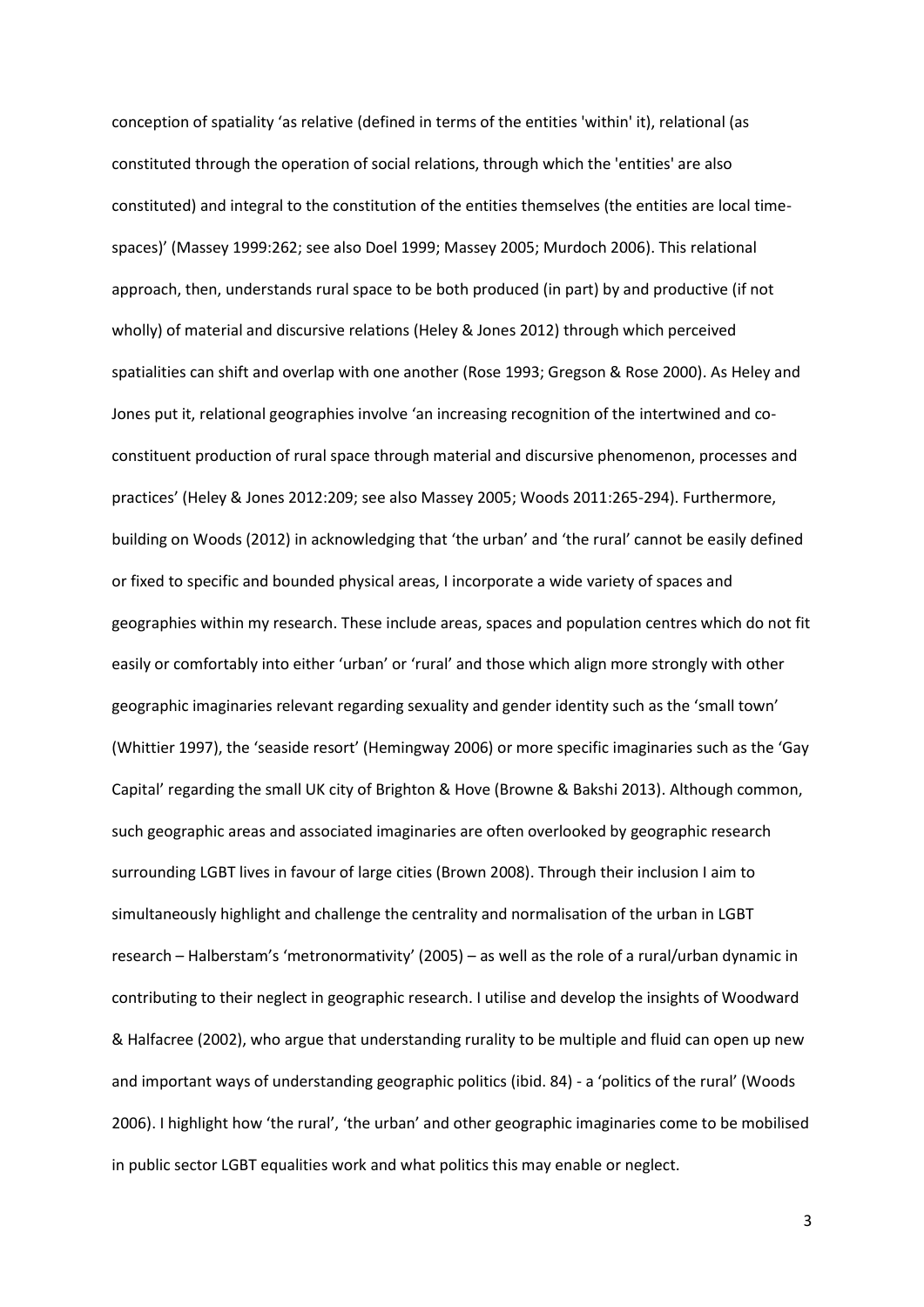conception of spatiality 'as relative (defined in terms of the entities 'within' it), relational (as constituted through the operation of social relations, through which the 'entities' are also constituted) and integral to the constitution of the entities themselves (the entities are local time-spaces)' (Massey 1999:262; see also Doel 1999; Massey 2005; Murdoch 2006). This relational approach, then, understands rural space to be both produced (in part) by and productive (if not wholly) of material and discursive relations (Heley & Jones 2012) through which perceived spatialities can shift and overlap with one another (Rose 1993; Gregson & Rose 2000). As Heley and Jones put it, relational geographies involve 'an increasing recognition of the intertwined and co-constituent production of rural space through material and discursive phenomenon, processes and practices' (Heley & Jones 2012:209; see also Massey 2005; Woods 2011:265-294). Furthermore, building on Woods (2012) in acknowledging that 'the urban' and 'the rural' cannot be easily defined or fixed to specific and bounded physical areas, I incorporate a wide variety of spaces and geographies within my research. These include areas, spaces and population centres which do not fit easily or comfortably into either 'urban' or 'rural' and those which align more strongly with other geographic imaginaries relevant regarding sexuality and gender identity such as the 'small town' (Whittier 1997), the 'seaside resort' (Hemingway 2006) or more specific imaginaries such as the 'Gay Capital' regarding the small UK city of Brighton & Hove (Browne & Bakshi 2013). Although common, such geographic areas and associated imaginaries are often overlooked by geographic research surrounding LGBT lives in favour of large cities (Brown 2008). Through their inclusion I aim to simultaneously highlight and challenge the centrality and normalisation of the urban in LGBT research – Halberstam's 'metronormativity' (2005) – as well as the role of a rural/urban dynamic in contributing to their neglect in geographic research. I utilise and develop the insights of Woodward & Halfacree (2002), who argue that understanding rurality to be multiple and fluid can open up new and important ways of understanding geographic politics (ibid. 84) - a 'politics of the rural' (Woods 2006). I highlight how 'the rural', 'the urban' and other geographic imaginaries come to be mobilised in public sector LGBT equalities work and what politics this may enable or neglect.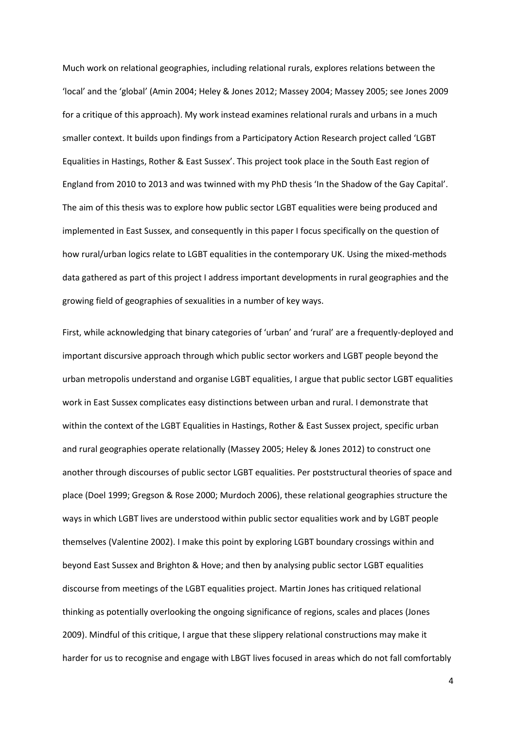Much work on relational geographies, including relational rurals, explores relations between the 'local' and the 'global' (Amin 2004; Heley & Jones 2012; Massey 2004; Massey 2005; see Jones 2009 for a critique of this approach). My work instead examines relational rurals and urbans in a much smaller context. It builds upon findings from a Participatory Action Research project called 'LGBT Equalities in Hastings, Rother & East Sussex'. This project took place in the South East region of England from 2010 to 2013 and was twinned with my PhD thesis 'In the Shadow of the Gay Capital'. The aim of this thesis was to explore how public sector LGBT equalities were being produced and implemented in East Sussex, and consequently in this paper I focus specifically on the question of how rural/urban logics relate to LGBT equalities in the contemporary UK. Using the mixed-methods data gathered as part of this project I address important developments in rural geographies and the growing field of geographies of sexualities in a number of key ways.

First, while acknowledging that binary categories of 'urban' and 'rural' are a frequently-deployed and important discursive approach through which public sector workers and LGBT people beyond the urban metropolis understand and organise LGBT equalities, I argue that public sector LGBT equalities work in East Sussex complicates easy distinctions between urban and rural. I demonstrate that within the context of the LGBT Equalities in Hastings, Rother & East Sussex project, specific urban and rural geographies operate relationally (Massey 2005; Heley & Jones 2012) to construct one another through discourses of public sector LGBT equalities. Per poststructural theories of space and place (Doel 1999; Gregson & Rose 2000; Murdoch 2006), these relational geographies structure the ways in which LGBT lives are understood within public sector equalities work and by LGBT people themselves (Valentine 2002). I make this point by exploring LGBT boundary crossings within and beyond East Sussex and Brighton & Hove; and then by analysing public sector LGBT equalities discourse from meetings of the LGBT equalities project. Martin Jones has critiqued relational thinking as potentially overlooking the ongoing significance of regions, scales and places (Jones 2009). Mindful of this critique, I argue that these slippery relational constructions may make it harder for us to recognise and engage with LBGT lives focused in areas which do not fall comfortably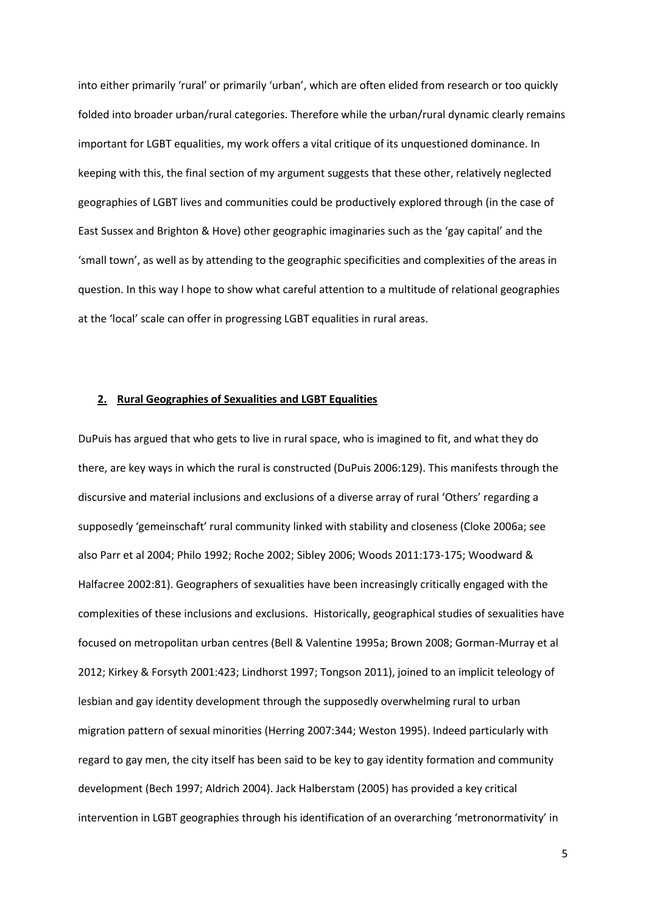into either primarily 'rural' or primarily 'urban', which are often elided from research or too quickly folded into broader urban/rural categories. Therefore while the urban/rural dynamic clearly remains important for LGBT equalities, my work offers a vital critique of its unquestioned dominance. In keeping with this, the final section of my argument suggests that these other, relatively neglected geographies of LGBT lives and communities could be productively explored through (in the case of East Sussex and Brighton & Hove) other geographic imaginaries such as the 'gay capital' and the 'small town', as well as by attending to the geographic specificities and complexities of the areas in question. In this way I hope to show what careful attention to a multitude of relational geographies at the 'local' scale can offer in progressing LGBT equalities in rural areas.

## 2. Rural Geographies of Sexualities and LGBT Equalities

DuPuis has argued that who gets to live in rural space, who is imagined to fit, and what they do there, are key ways in which the rural is constructed (DuPuis 2006:129). This manifests through the discursive and material inclusions and exclusions of a diverse array of rural 'Others' regarding a supposedly 'gemeinschaft' rural community linked with stability and closeness (Cloke 2006a; see also Parr et al 2004; Philo 1992; Roche 2002; Sibley 2006; Woods 2011:173-175; Woodward & Halfacree 2002:81). Geographers of sexualities have been increasingly critically engaged with the complexities of these inclusions and exclusions. Historically, geographical studies of sexualities have focused on metropolitan urban centres (Bell & Valentine 1995a; Brown 2008; Gorman-Murray et al 2012; Kirkey & Forsyth 2001:423; Lindhorst 1997; Tongson 2011), joined to an implicit teleology of lesbian and gay identity development through the supposedly overwhelming rural to urban migration pattern of sexual minorities (Herring 2007:344; Weston 1995). Indeed particularly with regard to gay men, the city itself has been said to be key to gay identity formation and community development (Bech 1997; Aldrich 2004). Jack Halberstam (2005) has provided a key critical intervention in LGBT geographies through his identification of an overarching 'metronormativity' in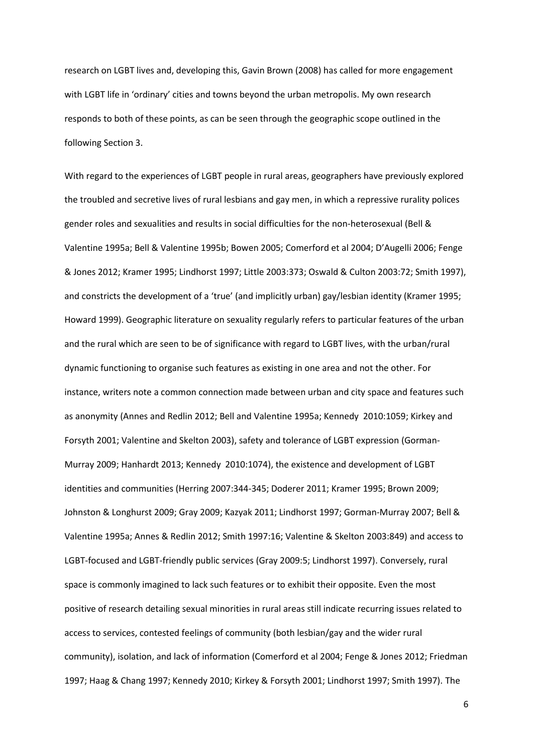research on LGBT lives and, developing this, Gavin Brown (2008) has called for more engagement with LGBT life in 'ordinary' cities and towns beyond the urban metropolis. My own research responds to both of these points, as can be seen through the geographic scope outlined in the following Section 3.

With regard to the experiences of LGBT people in rural areas, geographers have previously explored the troubled and secretive lives of rural lesbians and gay men, in which a repressive rurality polices gender roles and sexualities and results in social difficulties for the non-heterosexual (Bell & Valentine 1995a; Bell & Valentine 1995b; Bowen 2005; Comerford et al 2004; D'Augelli 2006; Fenge & Jones 2012; Kramer 1995; Lindhorst 1997; Little 2003:373; Oswald & Culton 2003:72; Smith 1997), and constricts the development of a 'true' (and implicitly urban) gay/lesbian identity (Kramer 1995; Howard 1999). Geographic literature on sexuality regularly refers to particular features of the urban and the rural which are seen to be of significance with regard to LGBT lives, with the urban/rural dynamic functioning to organise such features as existing in one area and not the other. For instance, writers note a common connection made between urban and city space and features such as anonymity (Annes and Redlin 2012; Bell and Valentine 1995a; Kennedy 2010:1059; Kirkey and Forsyth 2001; Valentine and Skelton 2003), safety and tolerance of LGBT expression (Gorman-Murray 2009; Hanhardt 2013; Kennedy 2010:1074), the existence and development of LGBT identities and communities (Herring 2007:344-345; Doderer 2011; Kramer 1995; Brown 2009; Johnston & Longhurst 2009; Gray 2009; Kazyak 2011; Lindhorst 1997; Gorman-Murray 2007; Bell & Valentine 1995a; Annes & Redlin 2012; Smith 1997:16; Valentine & Skelton 2003:849) and access to LGBT-focused and LGBT-friendly public services (Gray 2009:5; Lindhorst 1997). Conversely, rural space is commonly imagined to lack such features or to exhibit their opposite. Even the most positive of research detailing sexual minorities in rural areas still indicate recurring issues related to access to services, contested feelings of community (both lesbian/gay and the wider rural community), isolation, and lack of information (Comerford et al 2004; Fenge & Jones 2012; Friedman 1997; Haag & Chang 1997; Kennedy 2010; Kirkey & Forsyth 2001; Lindhorst 1997; Smith 1997). The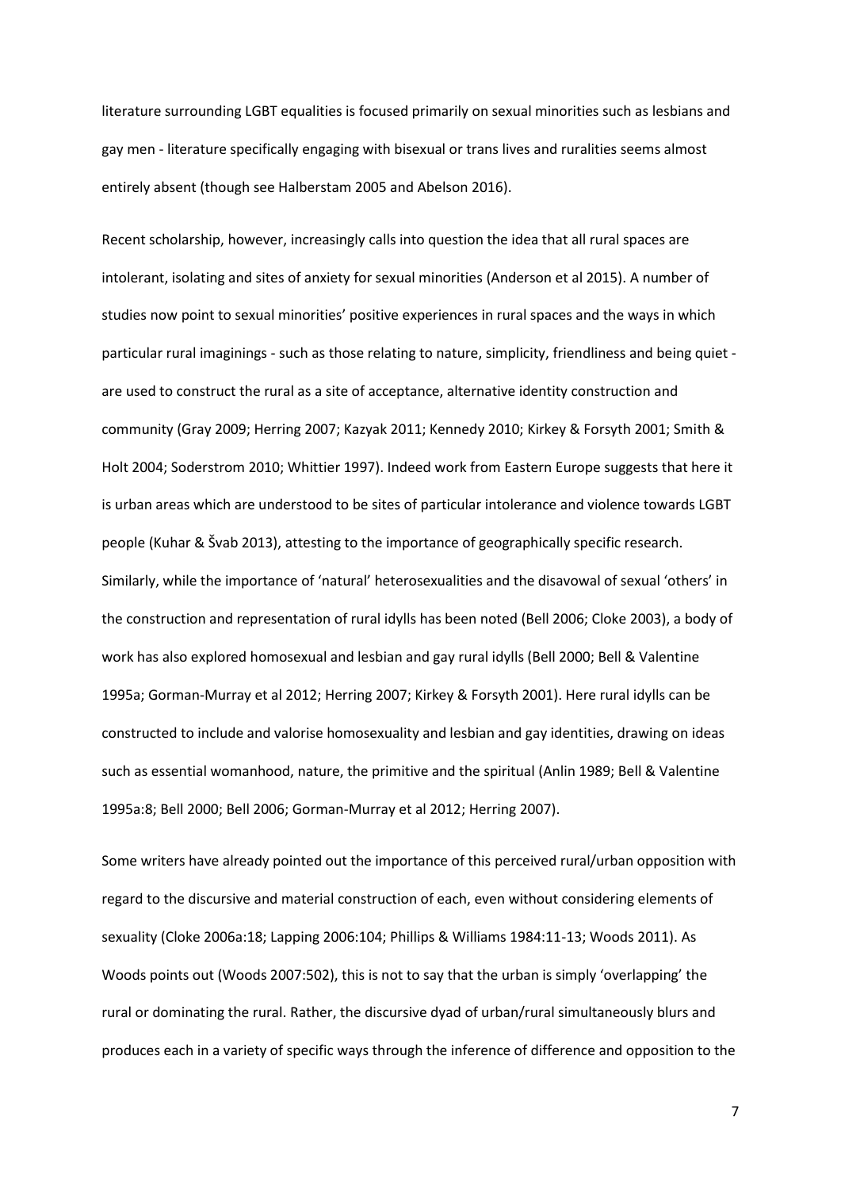literature surrounding LGBT equalities is focused primarily on sexual minorities such as lesbians and gay men - literature specifically engaging with bisexual or trans lives and ruralities seems almost entirely absent (though see Halberstam 2005 and Abelson 2016).

Recent scholarship, however, increasingly calls into question the idea that all rural spaces are intolerant, isolating and sites of anxiety for sexual minorities (Anderson et al 2015). A number of studies now point to sexual minorities' positive experiences in rural spaces and the ways in which particular rural imaginings - such as those relating to nature, simplicity, friendliness and being quiet - are used to construct the rural as a site of acceptance, alternative identity construction and community (Gray 2009; Herring 2007; Kazyak 2011; Kennedy 2010; Kirkey & Forsyth 2001; Smith & Holt 2004; Soderstrom 2010; Whittier 1997). Indeed work from Eastern Europe suggests that here it is urban areas which are understood to be sites of particular intolerance and violence towards LGBT people (Kuhar & Švab 2013), attesting to the importance of geographically specific research. Similarly, while the importance of 'natural' heterosexualities and the disavowal of sexual 'others' in the construction and representation of rural idylls has been noted (Bell 2006; Cloke 2003), a body of work has also explored homosexual and lesbian and gay rural idylls (Bell 2000; Bell & Valentine 1995a; Gorman-Murray et al 2012; Herring 2007; Kirkey & Forsyth 2001). Here rural idylls can be constructed to include and valorise homosexuality and lesbian and gay identities, drawing on ideas such as essential womanhood, nature, the primitive and the spiritual (Anlin 1989; Bell & Valentine 1995a:8; Bell 2000; Bell 2006; Gorman-Murray et al 2012; Herring 2007).

Some writers have already pointed out the importance of this perceived rural/urban opposition with regard to the discursive and material construction of each, even without considering elements of sexuality (Cloke 2006a:18; Lapping 2006:104; Phillips & Williams 1984:11-13; Woods 2011). As Woods points out (Woods 2007:502), this is not to say that the urban is simply 'overlapping' the rural or dominating the rural. Rather, the discursive dyad of urban/rural simultaneously blurs and produces each in a variety of specific ways through the inference of difference and opposition to the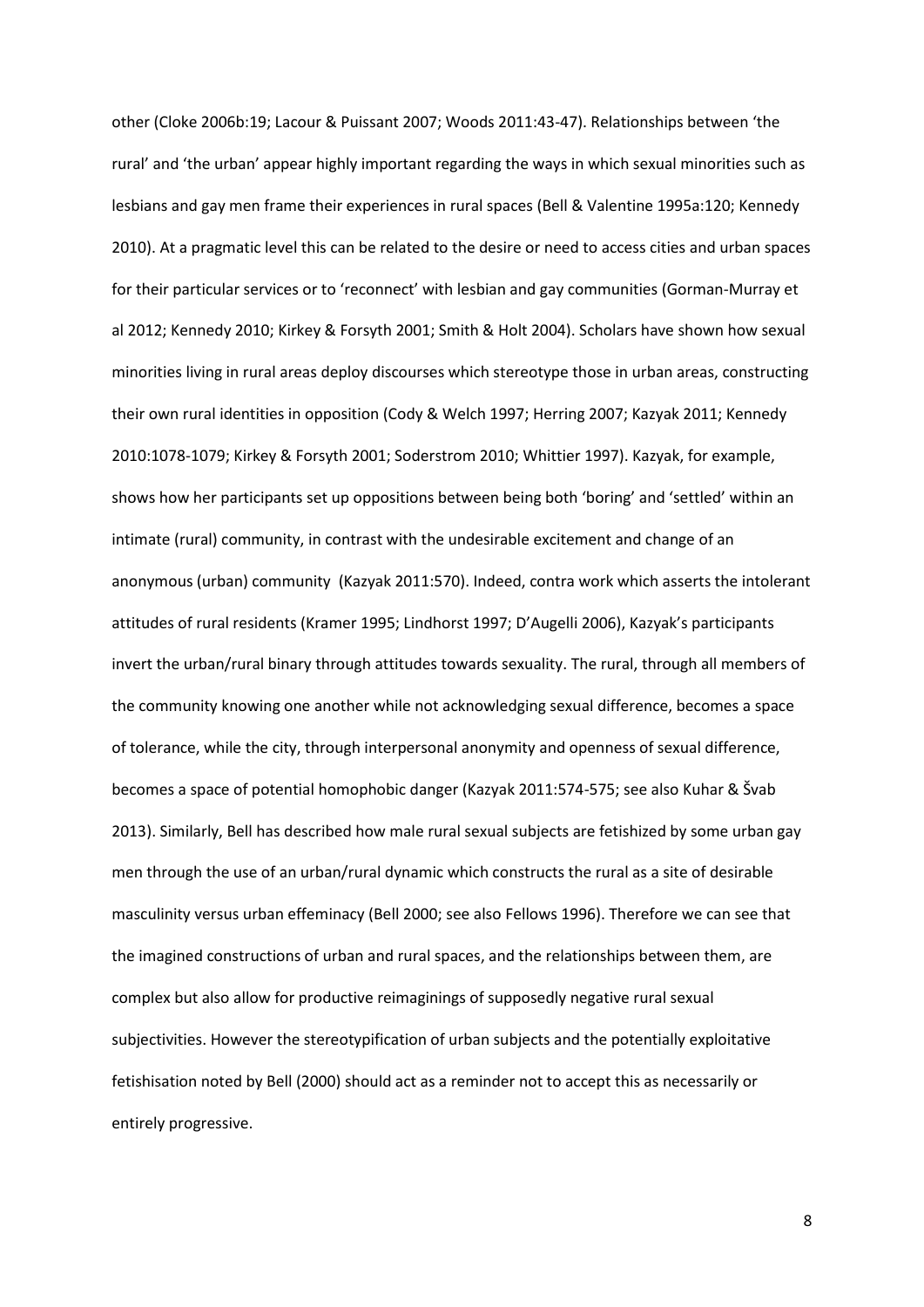other (Cloke 2006b:19; Lacour & Puissant 2007; Woods 2011:43-47). Relationships between 'the rural' and 'the urban' appear highly important regarding the ways in which sexual minorities such as lesbians and gay men frame their experiences in rural spaces (Bell & Valentine 1995a:120; Kennedy 2010). At a pragmatic level this can be related to the desire or need to access cities and urban spaces for their particular services or to 'reconnect' with lesbian and gay communities (Gorman-Murray et al 2012; Kennedy 2010; Kirkey & Forsyth 2001; Smith & Holt 2004). Scholars have shown how sexual minorities living in rural areas deploy discourses which stereotype those in urban areas, constructing their own rural identities in opposition (Cody & Welch 1997; Herring 2007; Kazyak 2011; Kennedy 2010:1078-1079; Kirkey & Forsyth 2001; Soderstrom 2010; Whittier 1997). Kazyak, for example, shows how her participants set up oppositions between being both 'boring' and 'settled' within an intimate (rural) community, in contrast with the undesirable excitement and change of an anonymous (urban) community (Kazyak 2011:570). Indeed, contra work which asserts the intolerant attitudes of rural residents (Kramer 1995; Lindhorst 1997; D'Augelli 2006), Kazyak's participants invert the urban/rural binary through attitudes towards sexuality. The rural, through all members of the community knowing one another while not acknowledging sexual difference, becomes a space of tolerance, while the city, through interpersonal anonymity and openness of sexual difference, becomes a space of potential homophobic danger (Kazyak 2011:574-575; see also Kuhar & Švab 2013). Similarly, Bell has described how male rural sexual subjects are fetishized by some urban gay men through the use of an urban/rural dynamic which constructs the rural as a site of desirable masculinity versus urban effeminacy (Bell 2000; see also Fellows 1996). Therefore we can see that the imagined constructions of urban and rural spaces, and the relationships between them, are complex but also allow for productive reimaginings of supposedly negative rural sexual subjectivities. However the stereotypification of urban subjects and the potentially exploitative fetishisation noted by Bell (2000) should act as a reminder not to accept this as necessarily or entirely progressive.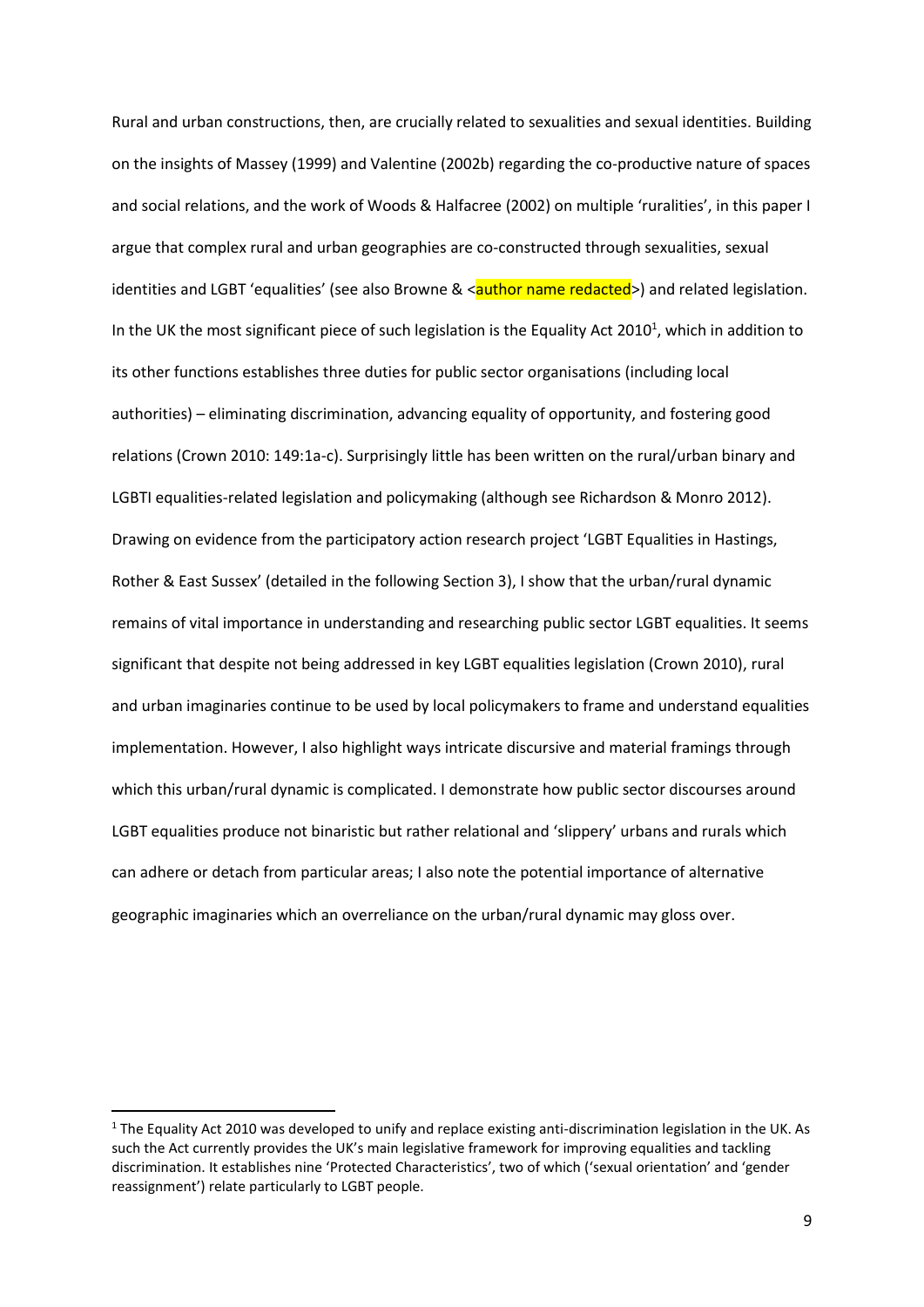Rural and urban constructions, then, are crucially related to sexualities and sexual identities. Building on the insights of Massey (1999) and Valentine (2002b) regarding the co-productive nature of spaces and social relations, and the work of Woods & Halfacree (2002) on multiple 'ruralities', in this paper I argue that complex rural and urban geographies are co-constructed through sexualities, sexual identities and LGBT 'equalities' (see also Browne & <author name redacted>) and related legislation. In the UK the most significant piece of such legislation is the Equality Act 2010[1], which in addition to its other functions establishes three duties for public sector organisations (including local authorities) – eliminating discrimination, advancing equality of opportunity, and fostering good relations (Crown 2010: 149:1a-c). Surprisingly little has been written on the rural/urban binary and LGBTI equalities-related legislation and policymaking (although see Richardson & Monro 2012). Drawing on evidence from the participatory action research project 'LGBT Equalities in Hastings, Rother & East Sussex' (detailed in the following Section 3), I show that the urban/rural dynamic remains of vital importance in understanding and researching public sector LGBT equalities. It seems significant that despite not being addressed in key LGBT equalities legislation (Crown 2010), rural and urban imaginaries continue to be used by local policymakers to frame and understand equalities implementation. However, I also highlight ways intricate discursive and material framings through which this urban/rural dynamic is complicated. I demonstrate how public sector discourses around LGBT equalities produce not binaristic but rather relational and 'slippery' urbans and rurals which can adhere or detach from particular areas; I also note the potential importance of alternative geographic imaginaries which an overreliance on the urban/rural dynamic may gloss over.

[1] The Equality Act 2010 was developed to unify and replace existing anti-discrimination legislation in the UK. As such the Act currently provides the UK's main legislative framework for improving equalities and tackling discrimination. It establishes nine 'Protected Characteristics', two of which ('sexual orientation' and 'gender reassignment') relate particularly to LGBT people.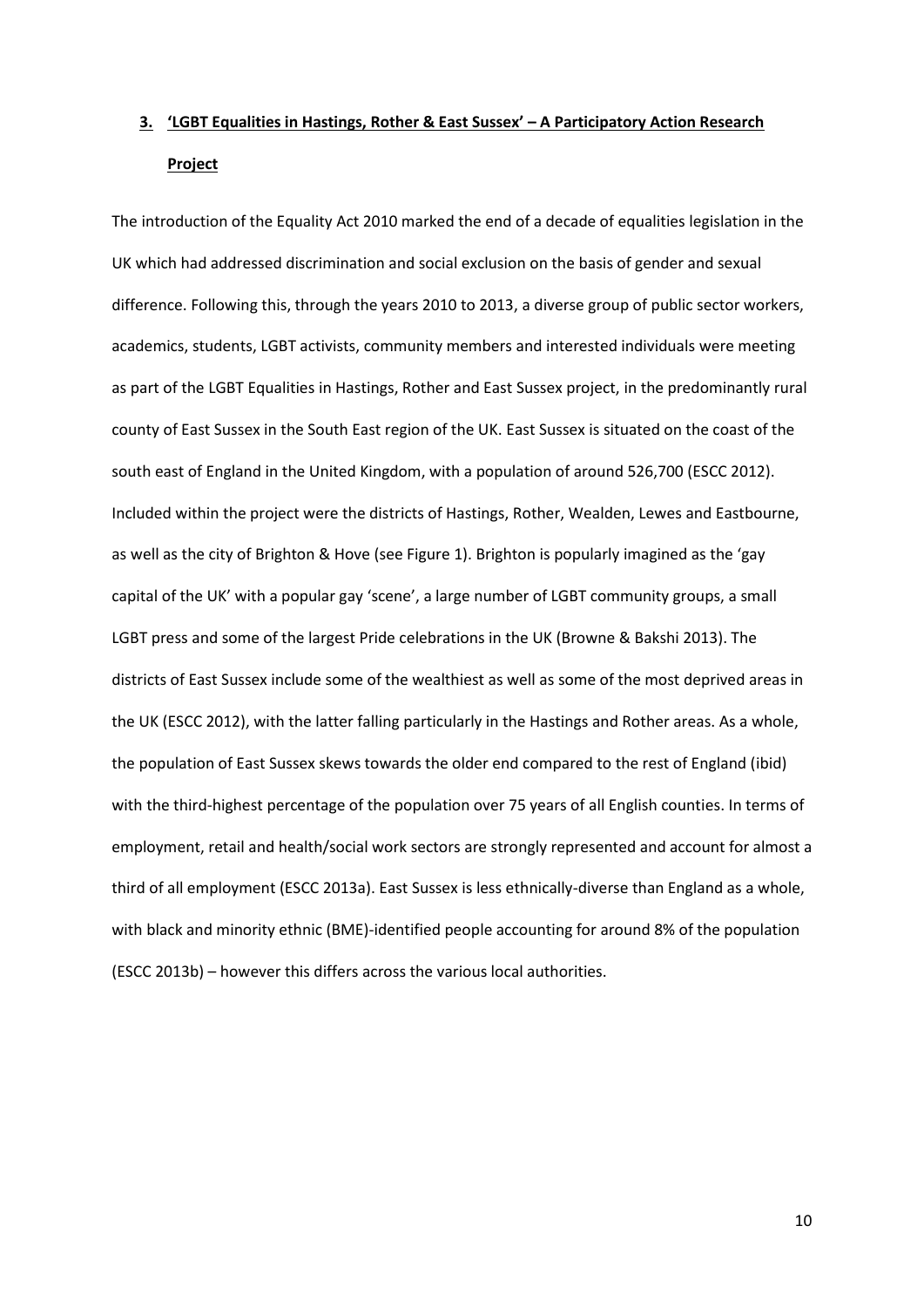## 3. 'LGBT Equalities in Hastings, Rother & East Sussex' – A Participatory Action Research Project

The introduction of the Equality Act 2010 marked the end of a decade of equalities legislation in the UK which had addressed discrimination and social exclusion on the basis of gender and sexual difference. Following this, through the years 2010 to 2013, a diverse group of public sector workers, academics, students, LGBT activists, community members and interested individuals were meeting as part of the LGBT Equalities in Hastings, Rother and East Sussex project, in the predominantly rural county of East Sussex in the South East region of the UK. East Sussex is situated on the coast of the south east of England in the United Kingdom, with a population of around 526,700 (ESCC 2012). Included within the project were the districts of Hastings, Rother, Wealden, Lewes and Eastbourne, as well as the city of Brighton & Hove (see Figure 1). Brighton is popularly imagined as the 'gay capital of the UK' with a popular gay 'scene', a large number of LGBT community groups, a small LGBT press and some of the largest Pride celebrations in the UK (Browne & Bakshi 2013). The districts of East Sussex include some of the wealthiest as well as some of the most deprived areas in the UK (ESCC 2012), with the latter falling particularly in the Hastings and Rother areas. As a whole, the population of East Sussex skews towards the older end compared to the rest of England (ibid) with the third-highest percentage of the population over 75 years of all English counties. In terms of employment, retail and health/social work sectors are strongly represented and account for almost a third of all employment (ESCC 2013a). East Sussex is less ethnically-diverse than England as a whole, with black and minority ethnic (BME)-identified people accounting for around 8% of the population (ESCC 2013b) – however this differs across the various local authorities.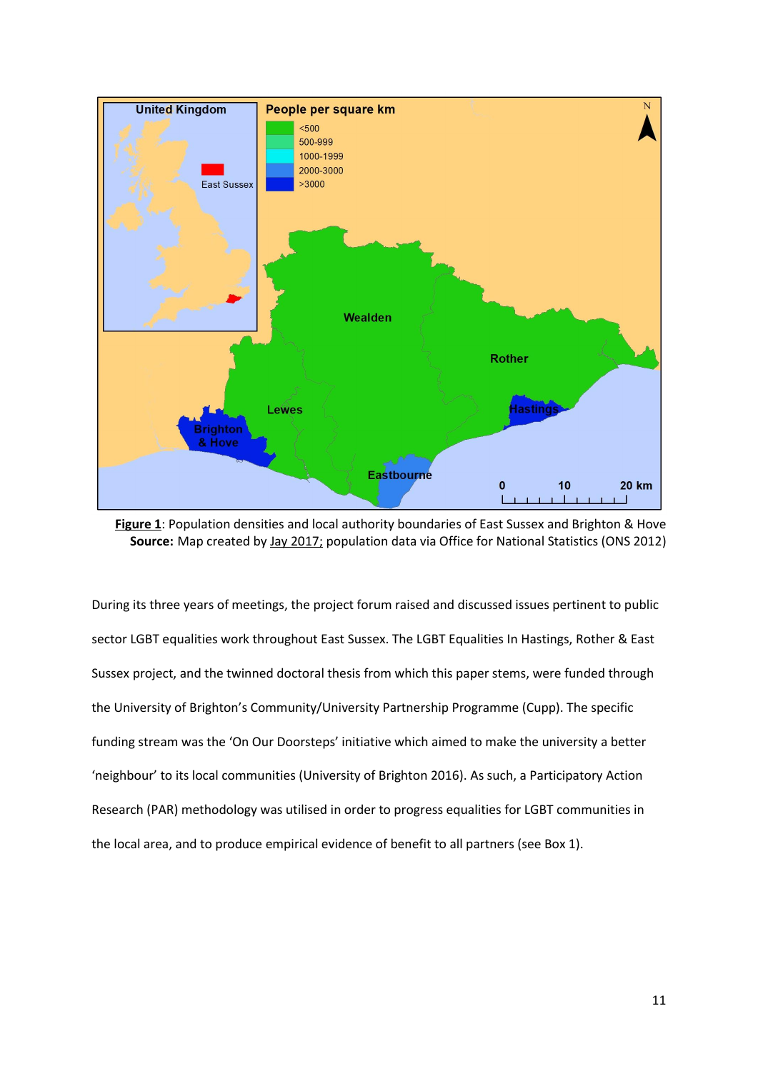**Figure 1**: Population densities and local authority boundaries of East Sussex and Brighton & Hove
**Source:** Map created by Jay 2017; population data via Office for National Statistics (ONS 2012)

During its three years of meetings, the project forum raised and discussed issues pertinent to public sector LGBT equalities work throughout East Sussex. The LGBT Equalities In Hastings, Rother & East Sussex project, and the twinned doctoral thesis from which this paper stems, were funded through the University of Brighton's Community/University Partnership Programme (Cupp). The specific funding stream was the 'On Our Doorsteps' initiative which aimed to make the university a better 'neighbour' to its local communities (University of Brighton 2016). As such, a Participatory Action Research (PAR) methodology was utilised in order to progress equalities for LGBT communities in the local area, and to produce empirical evidence of benefit to all partners (see Box 1).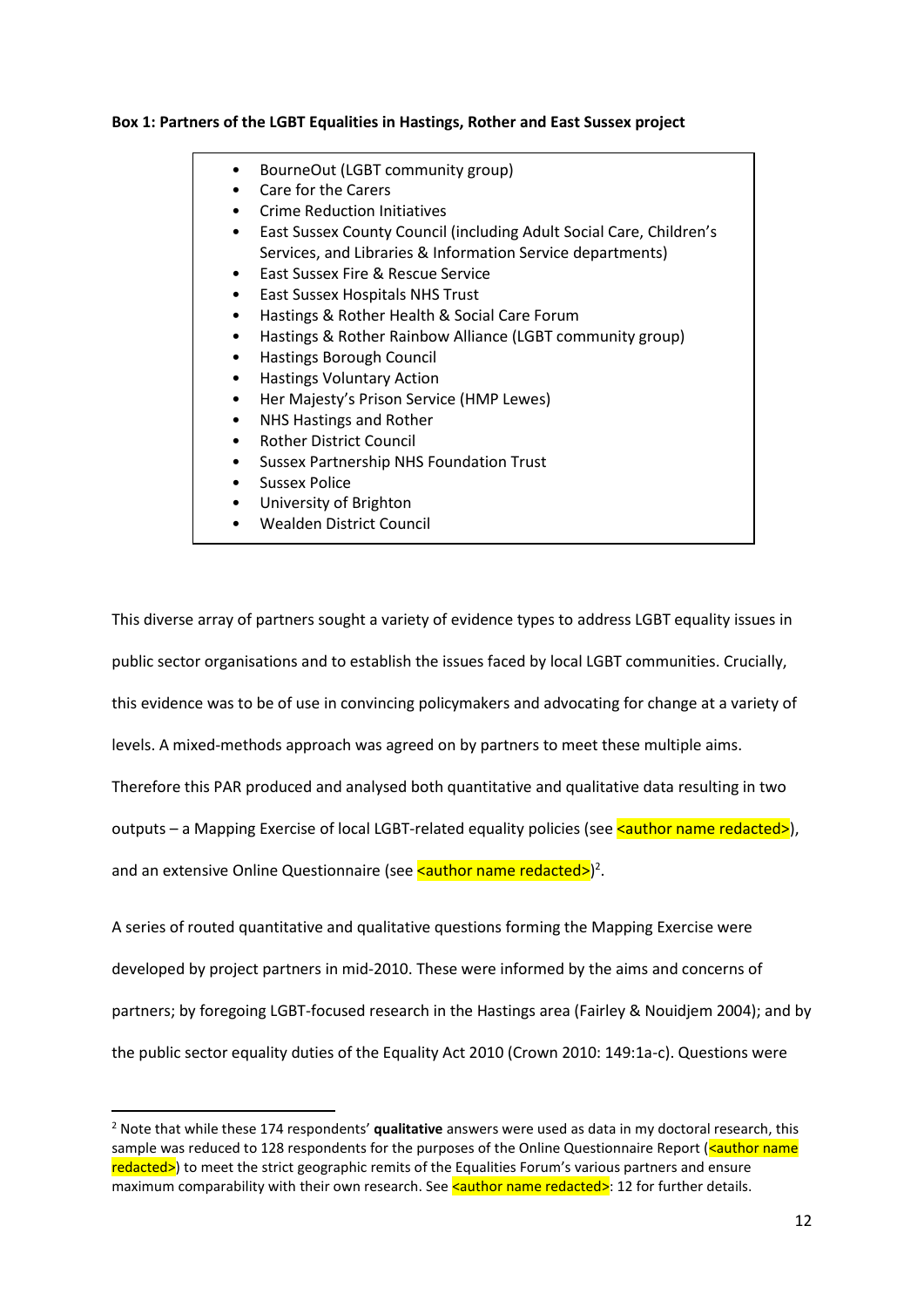**Box 1: Partners of the LGBT Equalities in Hastings, Rother and East Sussex project**

- BourneOut (LGBT community group)
- Care for the Carers
- Crime Reduction Initiatives
- East Sussex County Council (including Adult Social Care, Children's Services, and Libraries & Information Service departments)
- East Sussex Fire & Rescue Service
- East Sussex Hospitals NHS Trust
- Hastings & Rother Health & Social Care Forum
- Hastings & Rother Rainbow Alliance (LGBT community group)
- Hastings Borough Council
- Hastings Voluntary Action
- Her Majesty's Prison Service (HMP Lewes)
- NHS Hastings and Rother
- Rother District Council
- Sussex Partnership NHS Foundation Trust
- Sussex Police
- University of Brighton
- Wealden District Council

This diverse array of partners sought a variety of evidence types to address LGBT equality issues in public sector organisations and to establish the issues faced by local LGBT communities. Crucially, this evidence was to be of use in convincing policymakers and advocating for change at a variety of levels. A mixed-methods approach was agreed on by partners to meet these multiple aims. Therefore this PAR produced and analysed both quantitative and qualitative data resulting in two outputs – a Mapping Exercise of local LGBT-related equality policies (see <author name redacted>), and an extensive Online Questionnaire (see <author name redacted>)[2].

A series of routed quantitative and qualitative questions forming the Mapping Exercise were developed by project partners in mid-2010. These were informed by the aims and concerns of partners; by foregoing LGBT-focused research in the Hastings area (Fairley & Nouidjem 2004); and by the public sector equality duties of the Equality Act 2010 (Crown 2010: 149:1a-c). Questions were

---

[2] Note that while these 174 respondents' **qualitative** answers were used as data in my doctoral research, this sample was reduced to 128 respondents for the purposes of the Online Questionnaire Report (<author name redacted>) to meet the strict geographic remits of the Equalities Forum's various partners and ensure maximum comparability with their own research. See <author name redacted>: 12 for further details.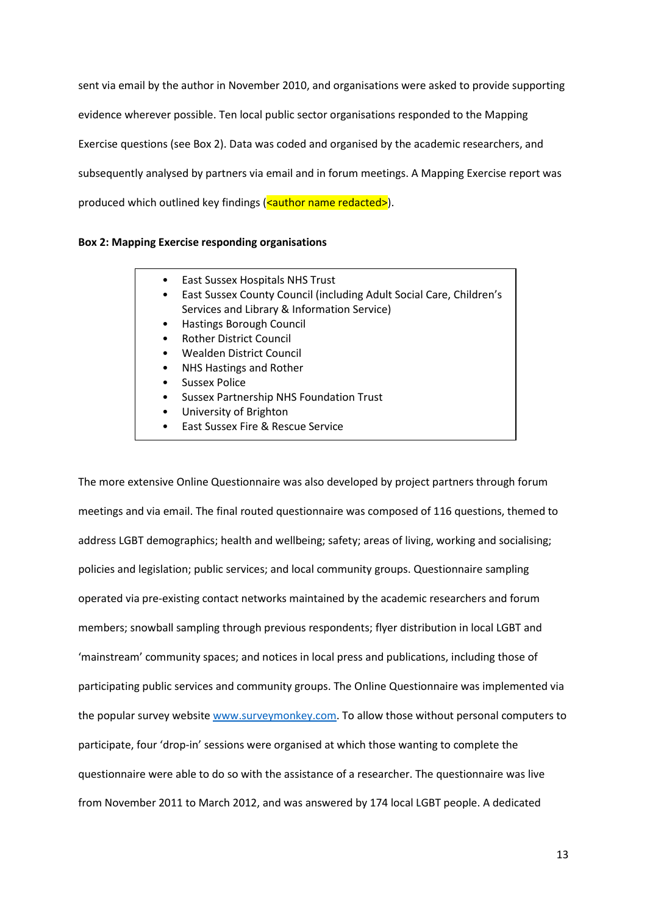sent via email by the author in November 2010, and organisations were asked to provide supporting evidence wherever possible. Ten local public sector organisations responded to the Mapping Exercise questions (see Box 2). Data was coded and organised by the academic researchers, and subsequently analysed by partners via email and in forum meetings. A Mapping Exercise report was produced which outlined key findings (<author name redacted>).

**Box 2: Mapping Exercise responding organisations**

- East Sussex Hospitals NHS Trust
- East Sussex County Council (including Adult Social Care, Children's Services and Library & Information Service)
- Hastings Borough Council
- Rother District Council
- Wealden District Council
- NHS Hastings and Rother
- Sussex Police
- Sussex Partnership NHS Foundation Trust
- University of Brighton
- East Sussex Fire & Rescue Service

The more extensive Online Questionnaire was also developed by project partners through forum meetings and via email. The final routed questionnaire was composed of 116 questions, themed to address LGBT demographics; health and wellbeing; safety; areas of living, working and socialising; policies and legislation; public services; and local community groups. Questionnaire sampling operated via pre-existing contact networks maintained by the academic researchers and forum members; snowball sampling through previous respondents; flyer distribution in local LGBT and 'mainstream' community spaces; and notices in local press and publications, including those of participating public services and community groups. The Online Questionnaire was implemented via the popular survey website www.surveymonkey.com. To allow those without personal computers to participate, four 'drop-in' sessions were organised at which those wanting to complete the questionnaire were able to do so with the assistance of a researcher. The questionnaire was live from November 2011 to March 2012, and was answered by 174 local LGBT people. A dedicated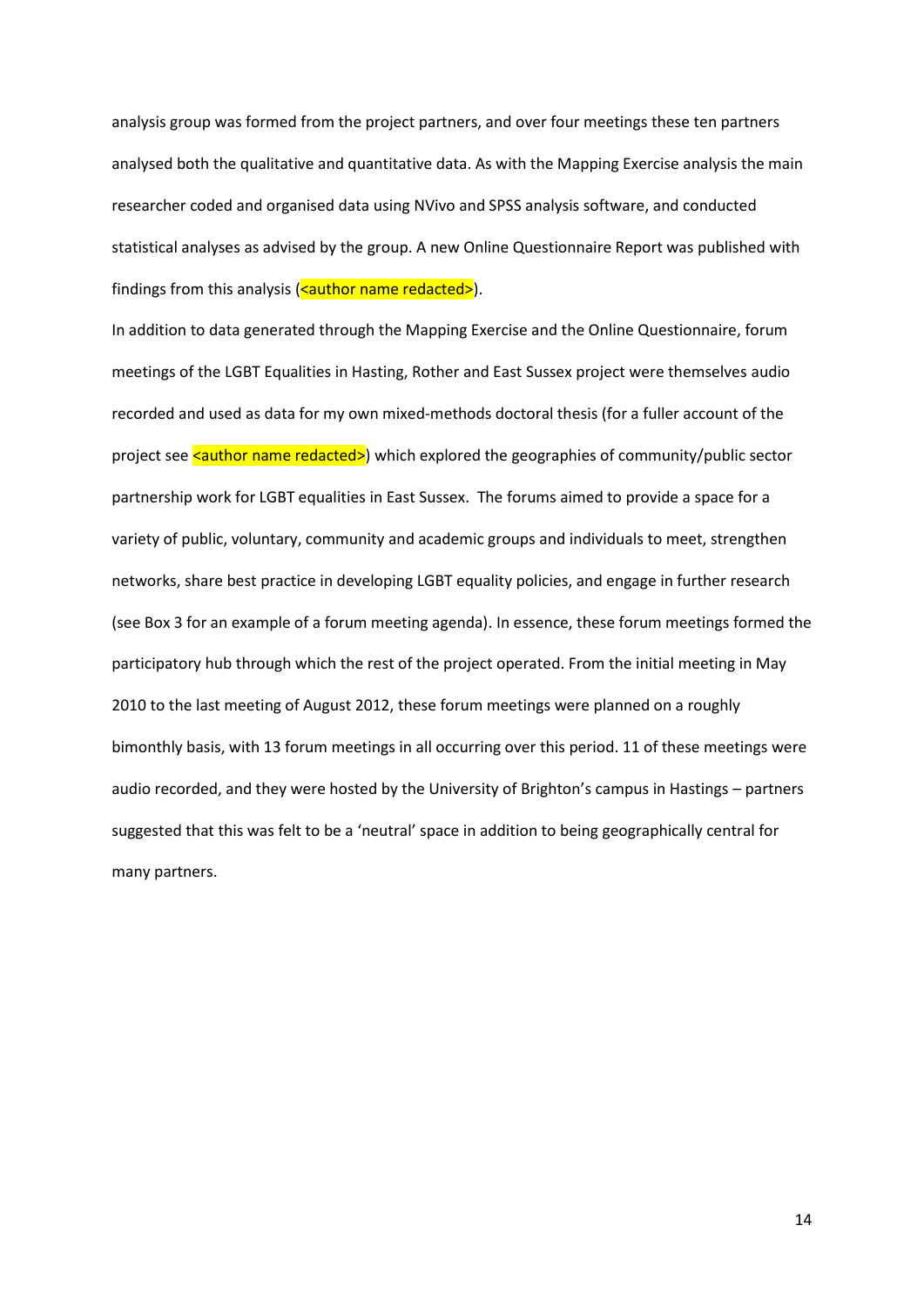analysis group was formed from the project partners, and over four meetings these ten partners analysed both the qualitative and quantitative data. As with the Mapping Exercise analysis the main researcher coded and organised data using NVivo and SPSS analysis software, and conducted statistical analyses as advised by the group. A new Online Questionnaire Report was published with findings from this analysis (<author name redacted>).

In addition to data generated through the Mapping Exercise and the Online Questionnaire, forum meetings of the LGBT Equalities in Hasting, Rother and East Sussex project were themselves audio recorded and used as data for my own mixed-methods doctoral thesis (for a fuller account of the project see <author name redacted>) which explored the geographies of community/public sector partnership work for LGBT equalities in East Sussex. The forums aimed to provide a space for a variety of public, voluntary, community and academic groups and individuals to meet, strengthen networks, share best practice in developing LGBT equality policies, and engage in further research (see Box 3 for an example of a forum meeting agenda). In essence, these forum meetings formed the participatory hub through which the rest of the project operated. From the initial meeting in May 2010 to the last meeting of August 2012, these forum meetings were planned on a roughly bimonthly basis, with 13 forum meetings in all occurring over this period. 11 of these meetings were audio recorded, and they were hosted by the University of Brighton's campus in Hastings – partners suggested that this was felt to be a 'neutral' space in addition to being geographically central for many partners.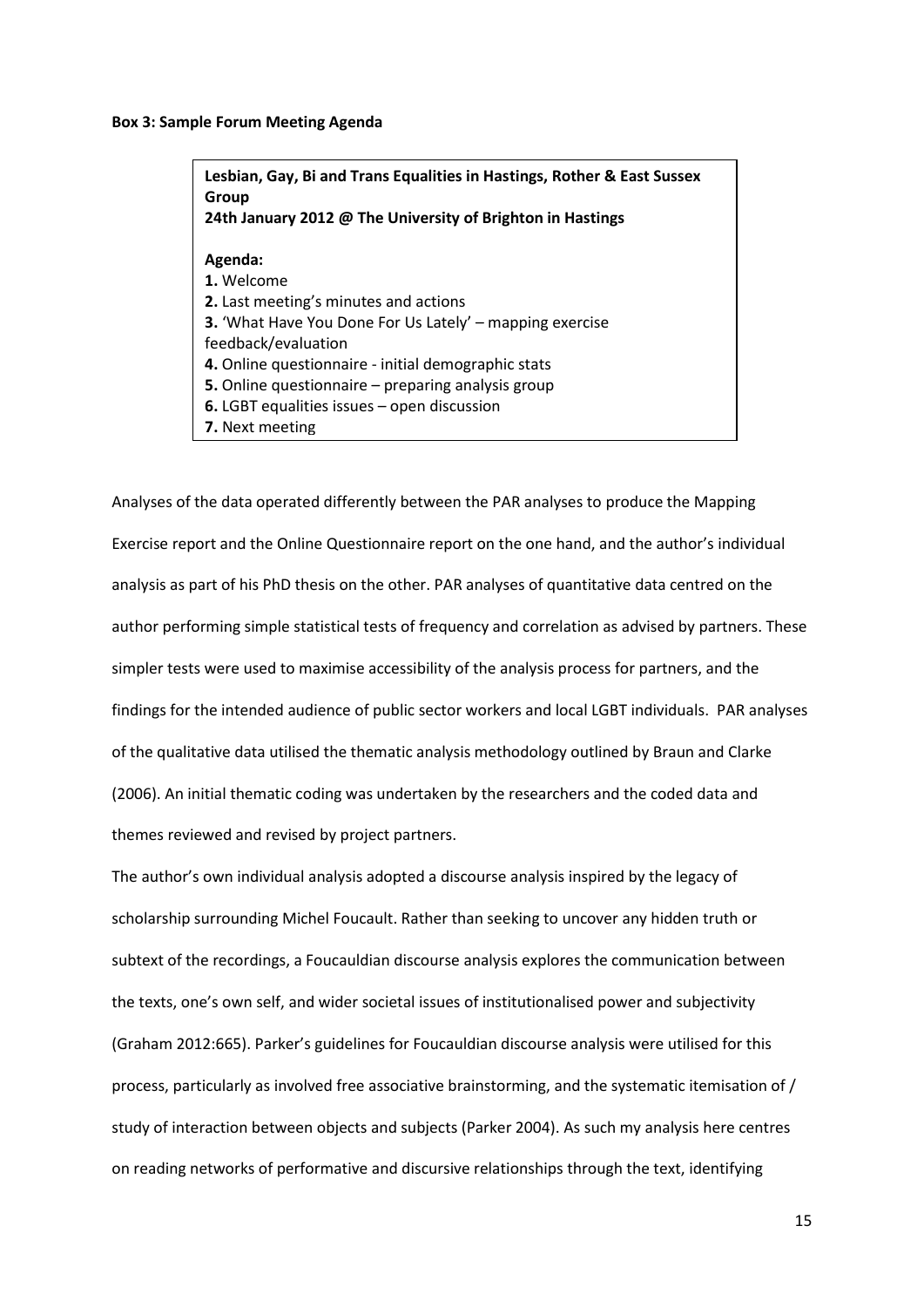**Box 3: Sample Forum Meeting Agenda**

> **Lesbian, Gay, Bi and Trans Equalities in Hastings, Rother & East Sussex Group**
> **24th January 2012 @ The University of Brighton in Hastings**
>
> **Agenda:**
> **1.** Welcome
> **2.** Last meeting's minutes and actions
> **3.** 'What Have You Done For Us Lately' – mapping exercise feedback/evaluation
> **4.** Online questionnaire - initial demographic stats
> **5.** Online questionnaire – preparing analysis group
> **6.** LGBT equalities issues – open discussion
> **7.** Next meeting

Analyses of the data operated differently between the PAR analyses to produce the Mapping Exercise report and the Online Questionnaire report on the one hand, and the author's individual analysis as part of his PhD thesis on the other. PAR analyses of quantitative data centred on the author performing simple statistical tests of frequency and correlation as advised by partners. These simpler tests were used to maximise accessibility of the analysis process for partners, and the findings for the intended audience of public sector workers and local LGBT individuals. PAR analyses of the qualitative data utilised the thematic analysis methodology outlined by Braun and Clarke (2006). An initial thematic coding was undertaken by the researchers and the coded data and themes reviewed and revised by project partners.

The author's own individual analysis adopted a discourse analysis inspired by the legacy of scholarship surrounding Michel Foucault. Rather than seeking to uncover any hidden truth or subtext of the recordings, a Foucauldian discourse analysis explores the communication between the texts, one's own self, and wider societal issues of institutionalised power and subjectivity (Graham 2012:665). Parker's guidelines for Foucauldian discourse analysis were utilised for this process, particularly as involved free associative brainstorming, and the systematic itemisation of / study of interaction between objects and subjects (Parker 2004). As such my analysis here centres on reading networks of performative and discursive relationships through the text, identifying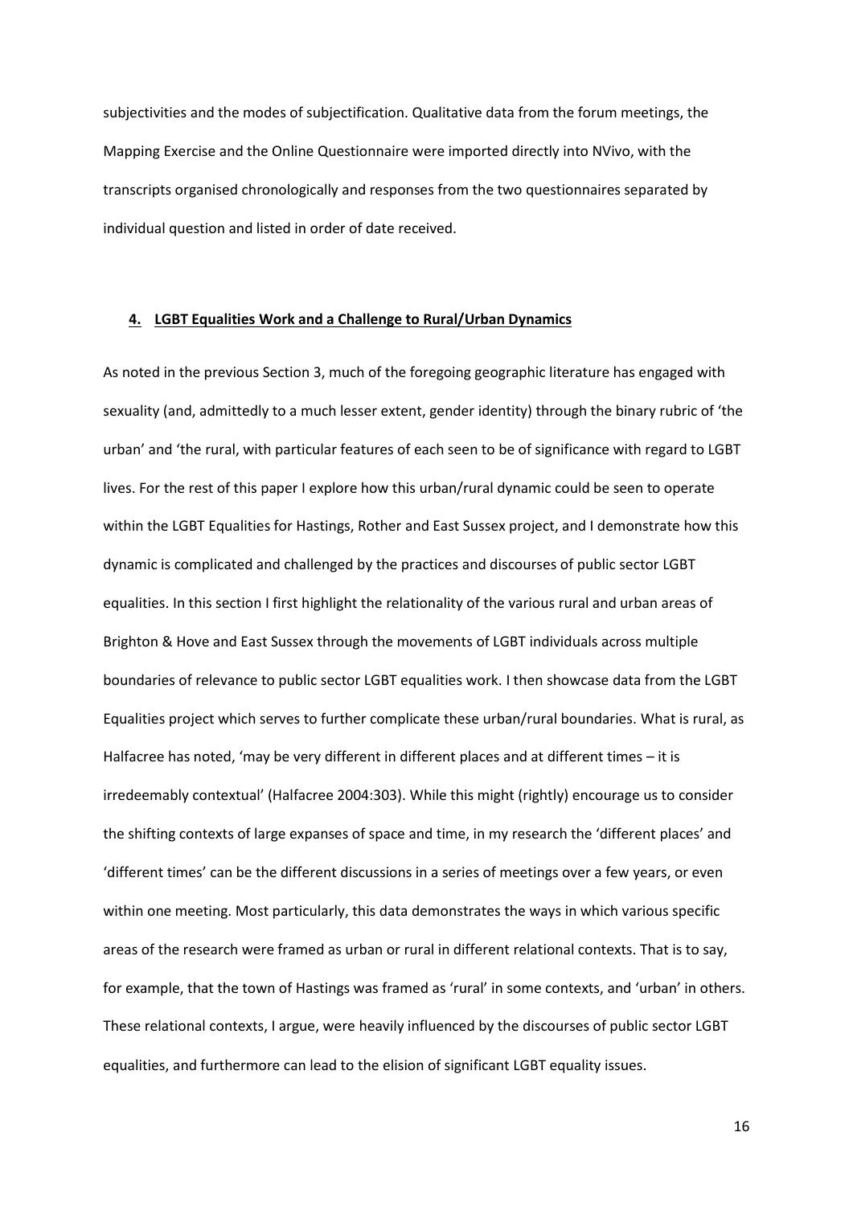subjectivities and the modes of subjectification. Qualitative data from the forum meetings, the Mapping Exercise and the Online Questionnaire were imported directly into NVivo, with the transcripts organised chronologically and responses from the two questionnaires separated by individual question and listed in order of date received.

## 4. LGBT Equalities Work and a Challenge to Rural/Urban Dynamics

As noted in the previous Section 3, much of the foregoing geographic literature has engaged with sexuality (and, admittedly to a much lesser extent, gender identity) through the binary rubric of 'the urban' and 'the rural, with particular features of each seen to be of significance with regard to LGBT lives. For the rest of this paper I explore how this urban/rural dynamic could be seen to operate within the LGBT Equalities for Hastings, Rother and East Sussex project, and I demonstrate how this dynamic is complicated and challenged by the practices and discourses of public sector LGBT equalities. In this section I first highlight the relationality of the various rural and urban areas of Brighton & Hove and East Sussex through the movements of LGBT individuals across multiple boundaries of relevance to public sector LGBT equalities work. I then showcase data from the LGBT Equalities project which serves to further complicate these urban/rural boundaries. What is rural, as Halfacree has noted, 'may be very different in different places and at different times – it is irredeemably contextual' (Halfacree 2004:303). While this might (rightly) encourage us to consider the shifting contexts of large expanses of space and time, in my research the 'different places' and 'different times' can be the different discussions in a series of meetings over a few years, or even within one meeting. Most particularly, this data demonstrates the ways in which various specific areas of the research were framed as urban or rural in different relational contexts. That is to say, for example, that the town of Hastings was framed as 'rural' in some contexts, and 'urban' in others. These relational contexts, I argue, were heavily influenced by the discourses of public sector LGBT equalities, and furthermore can lead to the elision of significant LGBT equality issues.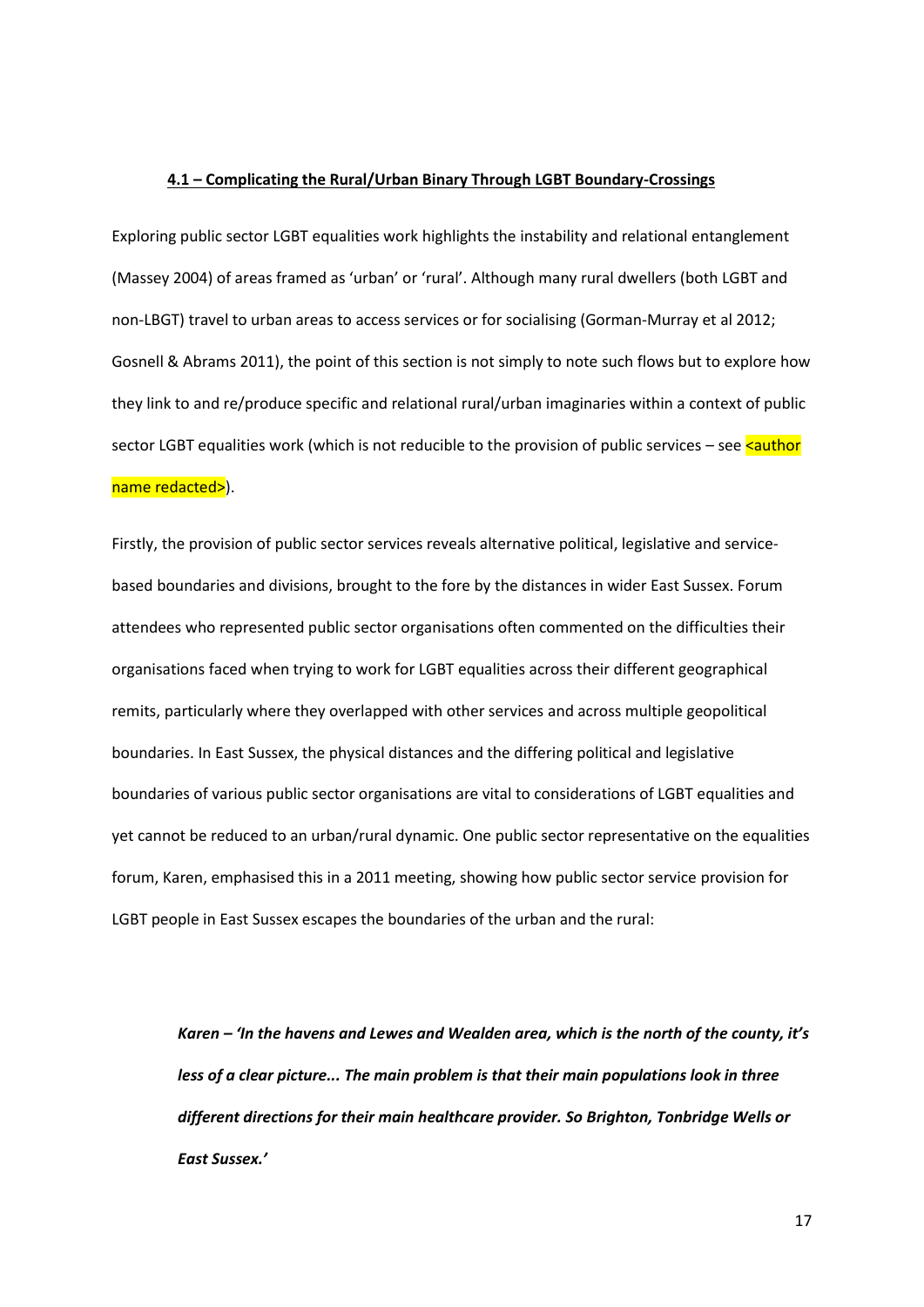#### **4.1 – Complicating the Rural/Urban Binary Through LGBT Boundary-Crossings**

Exploring public sector LGBT equalities work highlights the instability and relational entanglement (Massey 2004) of areas framed as 'urban' or 'rural'. Although many rural dwellers (both LGBT and non-LBGT) travel to urban areas to access services or for socialising (Gorman-Murray et al 2012; Gosnell & Abrams 2011), the point of this section is not simply to note such flows but to explore how they link to and re/produce specific and relational rural/urban imaginaries within a context of public sector LGBT equalities work (which is not reducible to the provision of public services – see <author name redacted>).

Firstly, the provision of public sector services reveals alternative political, legislative and service-based boundaries and divisions, brought to the fore by the distances in wider East Sussex. Forum attendees who represented public sector organisations often commented on the difficulties their organisations faced when trying to work for LGBT equalities across their different geographical remits, particularly where they overlapped with other services and across multiple geopolitical boundaries. In East Sussex, the physical distances and the differing political and legislative boundaries of various public sector organisations are vital to considerations of LGBT equalities and yet cannot be reduced to an urban/rural dynamic. One public sector representative on the equalities forum, Karen, emphasised this in a 2011 meeting, showing how public sector service provision for LGBT people in East Sussex escapes the boundaries of the urban and the rural:

> ***Karen – 'In the havens and Lewes and Wealden area, which is the north of the county, it's less of a clear picture... The main problem is that their main populations look in three different directions for their main healthcare provider. So Brighton, Tonbridge Wells or East Sussex.'***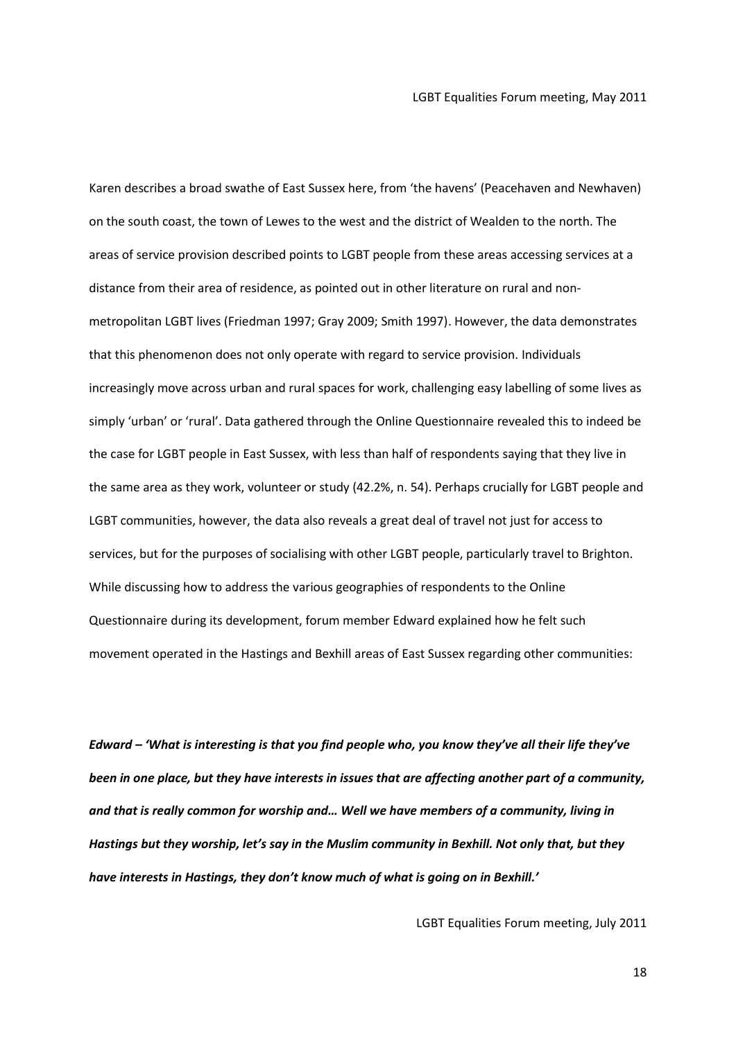LGBT Equalities Forum meeting, May 2011

Karen describes a broad swathe of East Sussex here, from 'the havens' (Peacehaven and Newhaven) on the south coast, the town of Lewes to the west and the district of Wealden to the north. The areas of service provision described points to LGBT people from these areas accessing services at a distance from their area of residence, as pointed out in other literature on rural and non-metropolitan LGBT lives (Friedman 1997; Gray 2009; Smith 1997). However, the data demonstrates that this phenomenon does not only operate with regard to service provision. Individuals increasingly move across urban and rural spaces for work, challenging easy labelling of some lives as simply 'urban' or 'rural'. Data gathered through the Online Questionnaire revealed this to indeed be the case for LGBT people in East Sussex, with less than half of respondents saying that they live in the same area as they work, volunteer or study (42.2%, n. 54). Perhaps crucially for LGBT people and LGBT communities, however, the data also reveals a great deal of travel not just for access to services, but for the purposes of socialising with other LGBT people, particularly travel to Brighton. While discussing how to address the various geographies of respondents to the Online Questionnaire during its development, forum member Edward explained how he felt such movement operated in the Hastings and Bexhill areas of East Sussex regarding other communities:

***Edward – 'What is interesting is that you find people who, you know they've all their life they've been in one place, but they have interests in issues that are affecting another part of a community, and that is really common for worship and… Well we have members of a community, living in Hastings but they worship, let's say in the Muslim community in Bexhill. Not only that, but they have interests in Hastings, they don't know much of what is going on in Bexhill.'***

LGBT Equalities Forum meeting, July 2011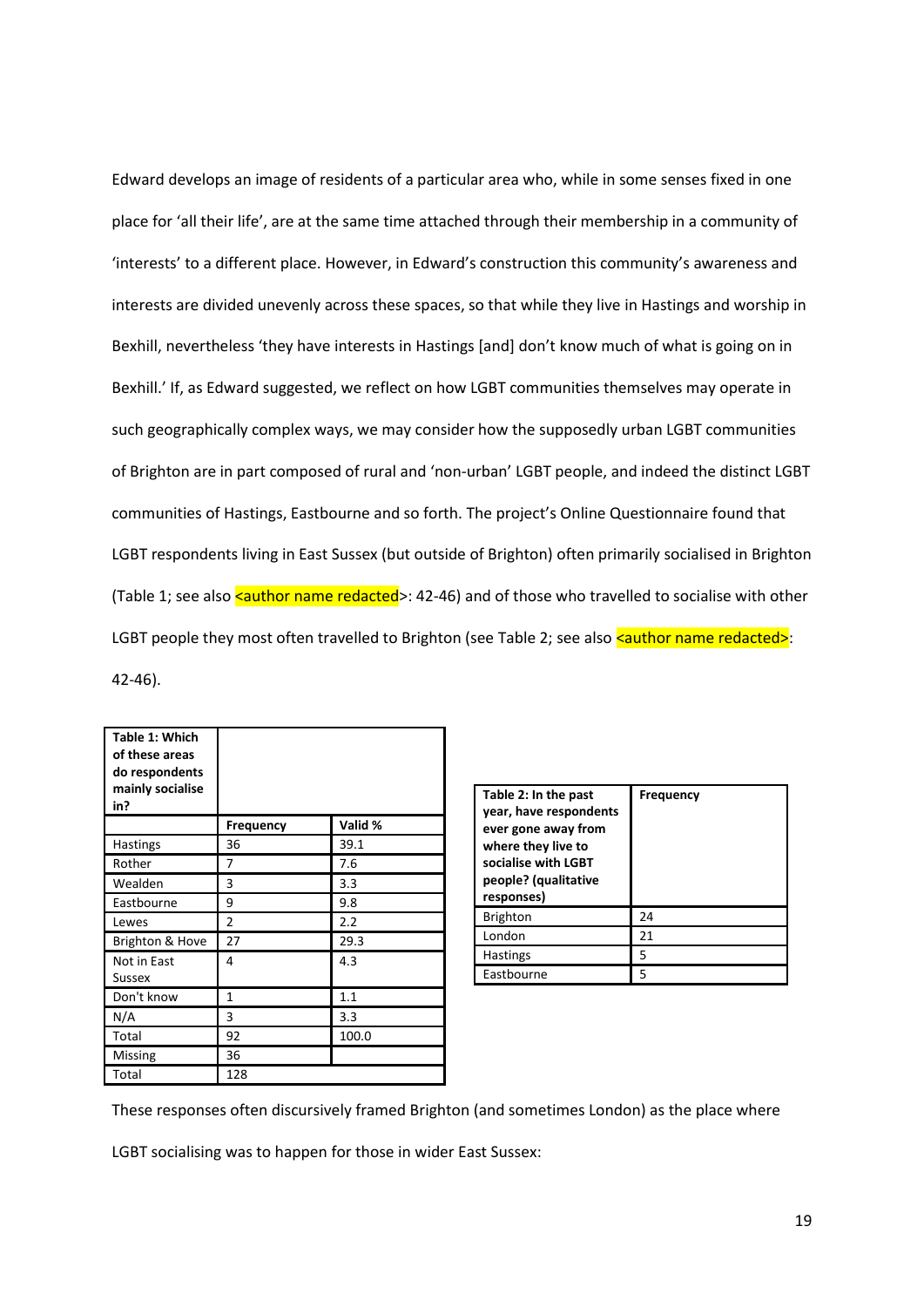Edward develops an image of residents of a particular area who, while in some senses fixed in one place for 'all their life', are at the same time attached through their membership in a community of 'interests' to a different place. However, in Edward's construction this community's awareness and interests are divided unevenly across these spaces, so that while they live in Hastings and worship in Bexhill, nevertheless 'they have interests in Hastings [and] don't know much of what is going on in Bexhill.' If, as Edward suggested, we reflect on how LGBT communities themselves may operate in such geographically complex ways, we may consider how the supposedly urban LGBT communities of Brighton are in part composed of rural and 'non-urban' LGBT people, and indeed the distinct LGBT communities of Hastings, Eastbourne and so forth. The project's Online Questionnaire found that LGBT respondents living in East Sussex (but outside of Brighton) often primarily socialised in Brighton (Table 1; see also <author name redacted>: 42-46) and of those who travelled to socialise with other LGBT people they most often travelled to Brighton (see Table 2; see also <author name redacted>: 42-46).

| **Table 1: Which of these areas do respondents mainly socialise in?** | | |
|---|---|---|
| | **Frequency** | **Valid %** |
| Hastings | 36 | 39.1 |
| Rother | 7 | 7.6 |
| Wealden | 3 | 3.3 |
| Eastbourne | 9 | 9.8 |
| Lewes | 2 | 2.2 |
| Brighton & Hove | 27 | 29.3 |
| Not in East Sussex | 4 | 4.3 |
| Don't know | 1 | 1.1 |
| N/A | 3 | 3.3 |
| Total | 92 | 100.0 |
| Missing | 36 | |
| Total | 128 | |

| **Table 2: In the past year, have respondents ever gone away from where they live to socialise with LGBT people? (qualitative responses)** | **Frequency** |
|---|---|
| Brighton | 24 |
| London | 21 |
| Hastings | 5 |
| Eastbourne | 5 |

These responses often discursively framed Brighton (and sometimes London) as the place where LGBT socialising was to happen for those in wider East Sussex: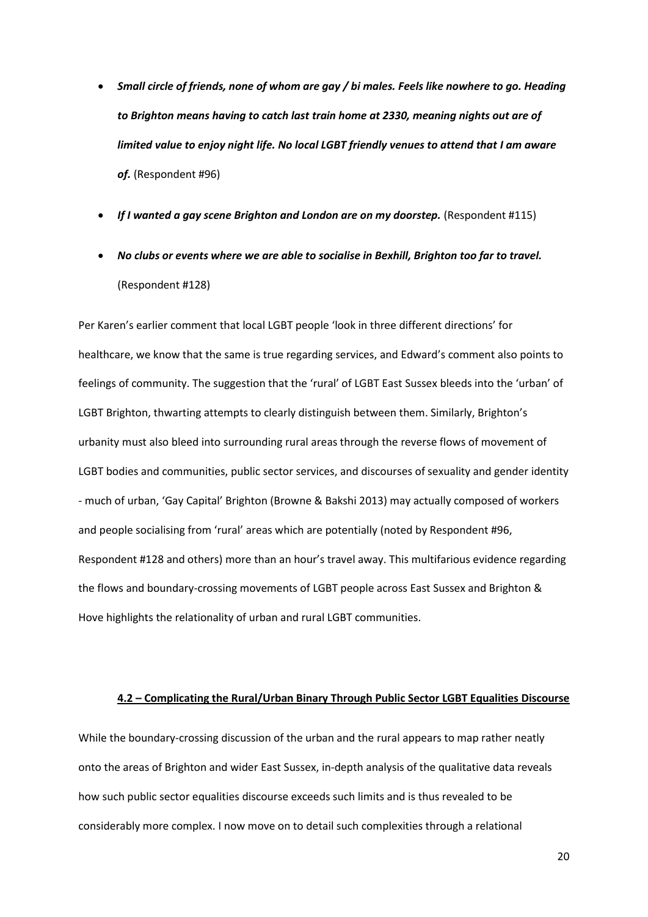- ***Small circle of friends, none of whom are gay / bi males. Feels like nowhere to go. Heading to Brighton means having to catch last train home at 2330, meaning nights out are of limited value to enjoy night life. No local LGBT friendly venues to attend that I am aware of.*** (Respondent #96)
- ***If I wanted a gay scene Brighton and London are on my doorstep.*** (Respondent #115)
- ***No clubs or events where we are able to socialise in Bexhill, Brighton too far to travel.*** (Respondent #128)

Per Karen's earlier comment that local LGBT people 'look in three different directions' for healthcare, we know that the same is true regarding services, and Edward's comment also points to feelings of community. The suggestion that the 'rural' of LGBT East Sussex bleeds into the 'urban' of LGBT Brighton, thwarting attempts to clearly distinguish between them. Similarly, Brighton's urbanity must also bleed into surrounding rural areas through the reverse flows of movement of LGBT bodies and communities, public sector services, and discourses of sexuality and gender identity - much of urban, 'Gay Capital' Brighton (Browne & Bakshi 2013) may actually composed of workers and people socialising from 'rural' areas which are potentially (noted by Respondent #96, Respondent #128 and others) more than an hour's travel away. This multifarious evidence regarding the flows and boundary-crossing movements of LGBT people across East Sussex and Brighton & Hove highlights the relationality of urban and rural LGBT communities.

## 4.2 – Complicating the Rural/Urban Binary Through Public Sector LGBT Equalities Discourse

While the boundary-crossing discussion of the urban and the rural appears to map rather neatly onto the areas of Brighton and wider East Sussex, in-depth analysis of the qualitative data reveals how such public sector equalities discourse exceeds such limits and is thus revealed to be considerably more complex. I now move on to detail such complexities through a relational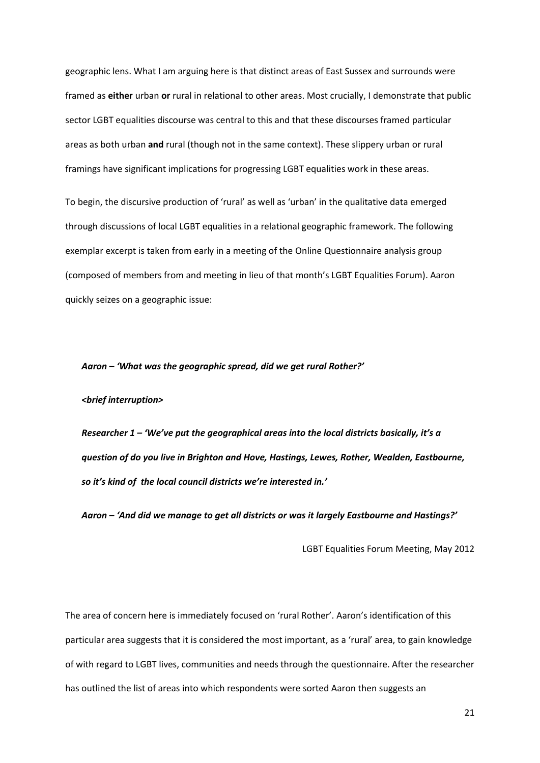geographic lens. What I am arguing here is that distinct areas of East Sussex and surrounds were framed as **either** urban **or** rural in relational to other areas. Most crucially, I demonstrate that public sector LGBT equalities discourse was central to this and that these discourses framed particular areas as both urban **and** rural (though not in the same context). These slippery urban or rural framings have significant implications for progressing LGBT equalities work in these areas.

To begin, the discursive production of 'rural' as well as 'urban' in the qualitative data emerged through discussions of local LGBT equalities in a relational geographic framework. The following exemplar excerpt is taken from early in a meeting of the Online Questionnaire analysis group (composed of members from and meeting in lieu of that month's LGBT Equalities Forum). Aaron quickly seizes on a geographic issue:

> ***Aaron – 'What was the geographic spread, did we get rural Rother?'***
>
> ***<brief interruption>***
>
> ***Researcher 1 – 'We've put the geographical areas into the local districts basically, it's a question of do you live in Brighton and Hove, Hastings, Lewes, Rother, Wealden, Eastbourne, so it's kind of the local council districts we're interested in.'***
>
> ***Aaron – 'And did we manage to get all districts or was it largely Eastbourne and Hastings?'***
>
> LGBT Equalities Forum Meeting, May 2012

The area of concern here is immediately focused on 'rural Rother'. Aaron's identification of this particular area suggests that it is considered the most important, as a 'rural' area, to gain knowledge of with regard to LGBT lives, communities and needs through the questionnaire. After the researcher has outlined the list of areas into which respondents were sorted Aaron then suggests an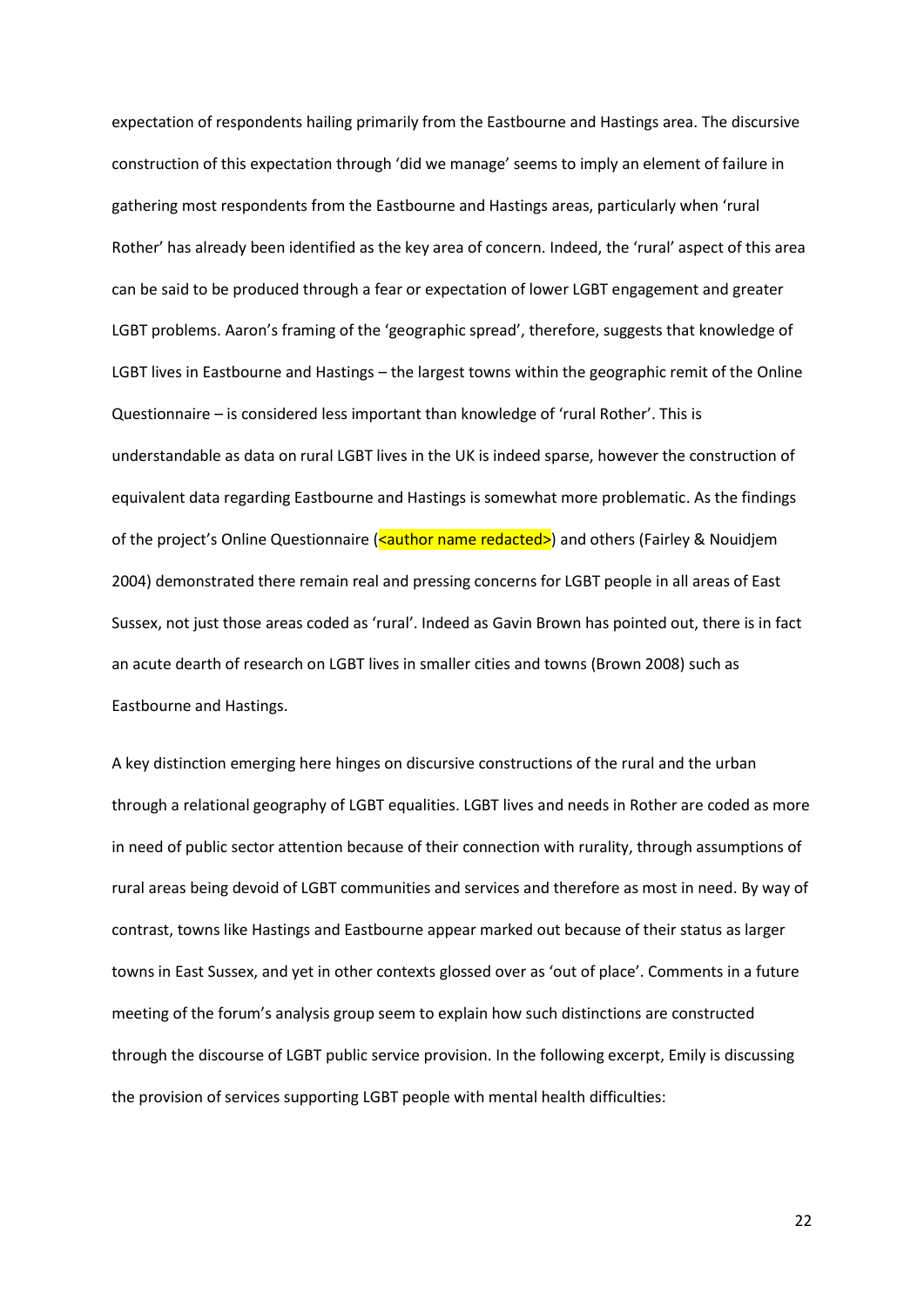expectation of respondents hailing primarily from the Eastbourne and Hastings area. The discursive construction of this expectation through 'did we manage' seems to imply an element of failure in gathering most respondents from the Eastbourne and Hastings areas, particularly when 'rural Rother' has already been identified as the key area of concern. Indeed, the 'rural' aspect of this area can be said to be produced through a fear or expectation of lower LGBT engagement and greater LGBT problems. Aaron's framing of the 'geographic spread', therefore, suggests that knowledge of LGBT lives in Eastbourne and Hastings – the largest towns within the geographic remit of the Online Questionnaire – is considered less important than knowledge of 'rural Rother'. This is understandable as data on rural LGBT lives in the UK is indeed sparse, however the construction of equivalent data regarding Eastbourne and Hastings is somewhat more problematic. As the findings of the project's Online Questionnaire (<author name redacted>) and others (Fairley & Nouidjem 2004) demonstrated there remain real and pressing concerns for LGBT people in all areas of East Sussex, not just those areas coded as 'rural'. Indeed as Gavin Brown has pointed out, there is in fact an acute dearth of research on LGBT lives in smaller cities and towns (Brown 2008) such as Eastbourne and Hastings.

A key distinction emerging here hinges on discursive constructions of the rural and the urban through a relational geography of LGBT equalities. LGBT lives and needs in Rother are coded as more in need of public sector attention because of their connection with rurality, through assumptions of rural areas being devoid of LGBT communities and services and therefore as most in need. By way of contrast, towns like Hastings and Eastbourne appear marked out because of their status as larger towns in East Sussex, and yet in other contexts glossed over as 'out of place'. Comments in a future meeting of the forum's analysis group seem to explain how such distinctions are constructed through the discourse of LGBT public service provision. In the following excerpt, Emily is discussing the provision of services supporting LGBT people with mental health difficulties: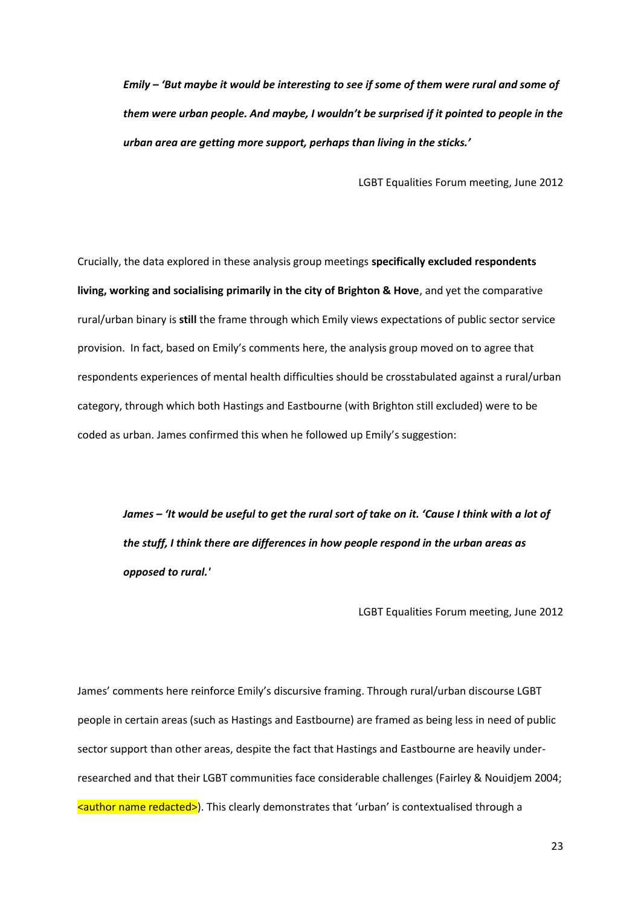> ***Emily – 'But maybe it would be interesting to see if some of them were rural and some of them were urban people. And maybe, I wouldn't be surprised if it pointed to people in the urban area are getting more support, perhaps than living in the sticks.'***
>
> LGBT Equalities Forum meeting, June 2012

Crucially, the data explored in these analysis group meetings **specifically excluded respondents living, working and socialising primarily in the city of Brighton & Hove**, and yet the comparative rural/urban binary is **still** the frame through which Emily views expectations of public sector service provision. In fact, based on Emily's comments here, the analysis group moved on to agree that respondents experiences of mental health difficulties should be crosstabulated against a rural/urban category, through which both Hastings and Eastbourne (with Brighton still excluded) were to be coded as urban. James confirmed this when he followed up Emily's suggestion:

> ***James – 'It would be useful to get the rural sort of take on it. 'Cause I think with a lot of the stuff, I think there are differences in how people respond in the urban areas as opposed to rural.'***
>
> LGBT Equalities Forum meeting, June 2012

James' comments here reinforce Emily's discursive framing. Through rural/urban discourse LGBT people in certain areas (such as Hastings and Eastbourne) are framed as being less in need of public sector support than other areas, despite the fact that Hastings and Eastbourne are heavily under-researched and that their LGBT communities face considerable challenges (Fairley & Nouidjem 2004; <author name redacted>). This clearly demonstrates that 'urban' is contextualised through a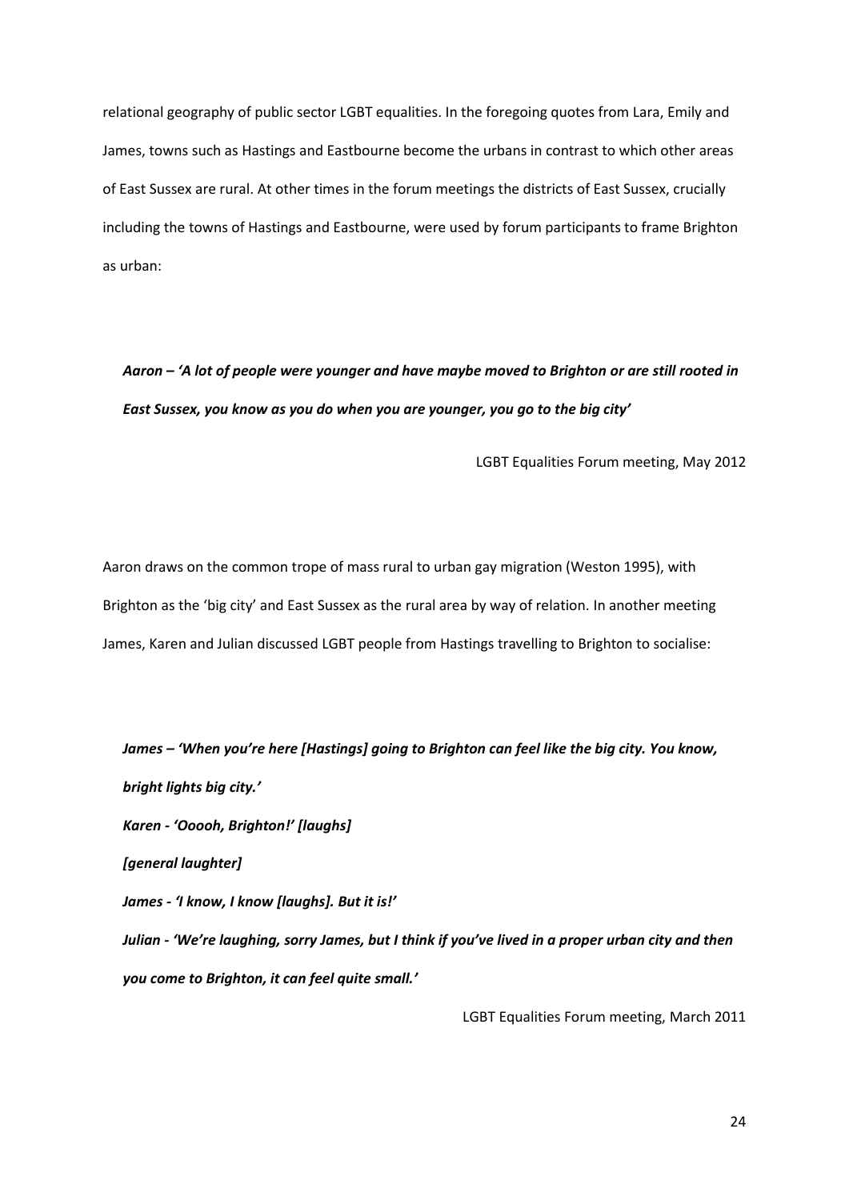relational geography of public sector LGBT equalities. In the foregoing quotes from Lara, Emily and James, towns such as Hastings and Eastbourne become the urbans in contrast to which other areas of East Sussex are rural. At other times in the forum meetings the districts of East Sussex, crucially including the towns of Hastings and Eastbourne, were used by forum participants to frame Brighton as urban:

> ***Aaron – 'A lot of people were younger and have maybe moved to Brighton or are still rooted in East Sussex, you know as you do when you are younger, you go to the big city'***
>
> LGBT Equalities Forum meeting, May 2012

Aaron draws on the common trope of mass rural to urban gay migration (Weston 1995), with Brighton as the 'big city' and East Sussex as the rural area by way of relation. In another meeting James, Karen and Julian discussed LGBT people from Hastings travelling to Brighton to socialise:

> ***James – 'When you're here [Hastings] going to Brighton can feel like the big city. You know, bright lights big city.'***
>
> ***Karen - 'Ooooh, Brighton!' [laughs]***
>
> ***[general laughter]***
>
> ***James - 'I know, I know [laughs]. But it is!'***
>
> ***Julian - 'We're laughing, sorry James, but I think if you've lived in a proper urban city and then you come to Brighton, it can feel quite small.'***
>
> LGBT Equalities Forum meeting, March 2011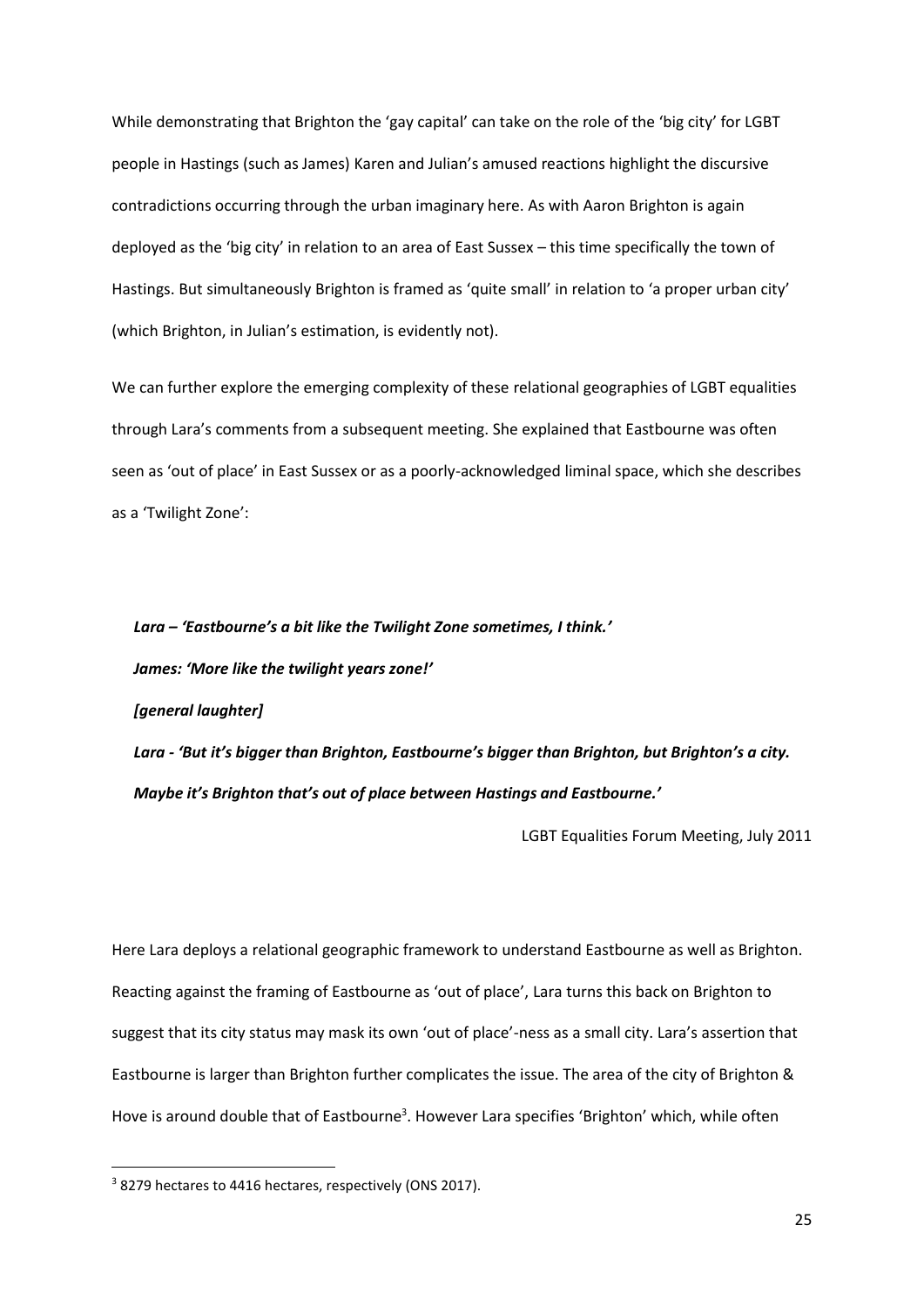While demonstrating that Brighton the 'gay capital' can take on the role of the 'big city' for LGBT people in Hastings (such as James) Karen and Julian's amused reactions highlight the discursive contradictions occurring through the urban imaginary here. As with Aaron Brighton is again deployed as the 'big city' in relation to an area of East Sussex – this time specifically the town of Hastings. But simultaneously Brighton is framed as 'quite small' in relation to 'a proper urban city' (which Brighton, in Julian's estimation, is evidently not).

We can further explore the emerging complexity of these relational geographies of LGBT equalities through Lara's comments from a subsequent meeting. She explained that Eastbourne was often seen as 'out of place' in East Sussex or as a poorly-acknowledged liminal space, which she describes as a 'Twilight Zone':

> ***Lara – 'Eastbourne's a bit like the Twilight Zone sometimes, I think.'***
>
> ***James: 'More like the twilight years zone!'***
>
> ***[general laughter]***
>
> ***Lara - 'But it's bigger than Brighton, Eastbourne's bigger than Brighton, but Brighton's a city. Maybe it's Brighton that's out of place between Hastings and Eastbourne.'***
>
> LGBT Equalities Forum Meeting, July 2011

Here Lara deploys a relational geographic framework to understand Eastbourne as well as Brighton. Reacting against the framing of Eastbourne as 'out of place', Lara turns this back on Brighton to suggest that its city status may mask its own 'out of place'-ness as a small city. Lara's assertion that Eastbourne is larger than Brighton further complicates the issue. The area of the city of Brighton & Hove is around double that of Eastbourne[3]. However Lara specifies 'Brighton' which, while often

[3] 8279 hectares to 4416 hectares, respectively (ONS 2017).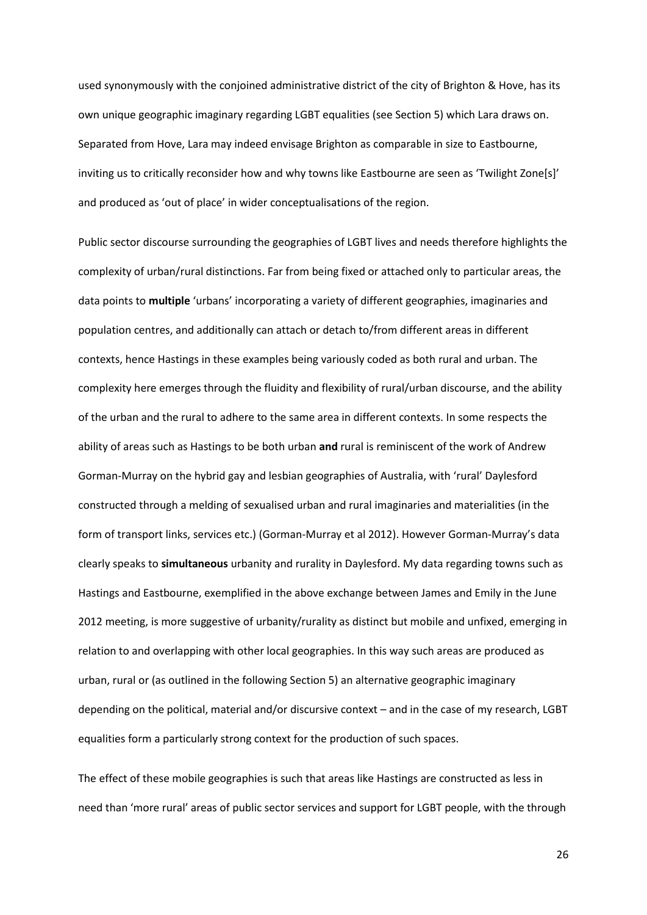used synonymously with the conjoined administrative district of the city of Brighton & Hove, has its own unique geographic imaginary regarding LGBT equalities (see Section 5) which Lara draws on. Separated from Hove, Lara may indeed envisage Brighton as comparable in size to Eastbourne, inviting us to critically reconsider how and why towns like Eastbourne are seen as 'Twilight Zone[s]' and produced as 'out of place' in wider conceptualisations of the region.

Public sector discourse surrounding the geographies of LGBT lives and needs therefore highlights the complexity of urban/rural distinctions. Far from being fixed or attached only to particular areas, the data points to **multiple** 'urbans' incorporating a variety of different geographies, imaginaries and population centres, and additionally can attach or detach to/from different areas in different contexts, hence Hastings in these examples being variously coded as both rural and urban. The complexity here emerges through the fluidity and flexibility of rural/urban discourse, and the ability of the urban and the rural to adhere to the same area in different contexts. In some respects the ability of areas such as Hastings to be both urban **and** rural is reminiscent of the work of Andrew Gorman-Murray on the hybrid gay and lesbian geographies of Australia, with 'rural' Daylesford constructed through a melding of sexualised urban and rural imaginaries and materialities (in the form of transport links, services etc.) (Gorman-Murray et al 2012). However Gorman-Murray's data clearly speaks to **simultaneous** urbanity and rurality in Daylesford. My data regarding towns such as Hastings and Eastbourne, exemplified in the above exchange between James and Emily in the June 2012 meeting, is more suggestive of urbanity/rurality as distinct but mobile and unfixed, emerging in relation to and overlapping with other local geographies. In this way such areas are produced as urban, rural or (as outlined in the following Section 5) an alternative geographic imaginary depending on the political, material and/or discursive context – and in the case of my research, LGBT equalities form a particularly strong context for the production of such spaces.

The effect of these mobile geographies is such that areas like Hastings are constructed as less in need than 'more rural' areas of public sector services and support for LGBT people, with the through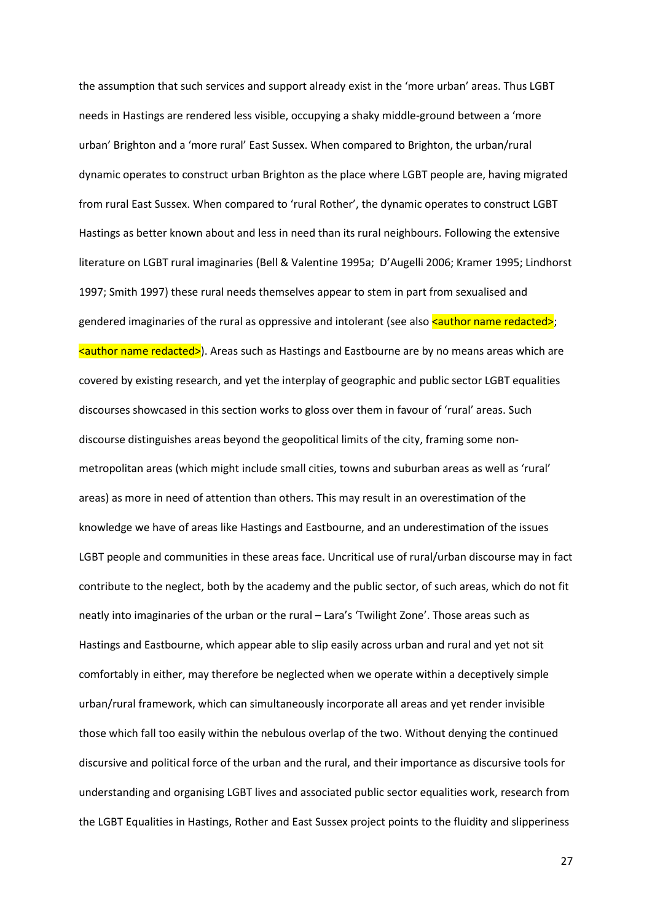the assumption that such services and support already exist in the 'more urban' areas. Thus LGBT needs in Hastings are rendered less visible, occupying a shaky middle-ground between a 'more urban' Brighton and a 'more rural' East Sussex. When compared to Brighton, the urban/rural dynamic operates to construct urban Brighton as the place where LGBT people are, having migrated from rural East Sussex. When compared to 'rural Rother', the dynamic operates to construct LGBT Hastings as better known about and less in need than its rural neighbours. Following the extensive literature on LGBT rural imaginaries (Bell & Valentine 1995a; D'Augelli 2006; Kramer 1995; Lindhorst 1997; Smith 1997) these rural needs themselves appear to stem in part from sexualised and gendered imaginaries of the rural as oppressive and intolerant (see also <author name redacted>; <author name redacted>). Areas such as Hastings and Eastbourne are by no means areas which are covered by existing research, and yet the interplay of geographic and public sector LGBT equalities discourses showcased in this section works to gloss over them in favour of 'rural' areas. Such discourse distinguishes areas beyond the geopolitical limits of the city, framing some non-metropolitan areas (which might include small cities, towns and suburban areas as well as 'rural' areas) as more in need of attention than others. This may result in an overestimation of the knowledge we have of areas like Hastings and Eastbourne, and an underestimation of the issues LGBT people and communities in these areas face. Uncritical use of rural/urban discourse may in fact contribute to the neglect, both by the academy and the public sector, of such areas, which do not fit neatly into imaginaries of the urban or the rural – Lara's 'Twilight Zone'. Those areas such as Hastings and Eastbourne, which appear able to slip easily across urban and rural and yet not sit comfortably in either, may therefore be neglected when we operate within a deceptively simple urban/rural framework, which can simultaneously incorporate all areas and yet render invisible those which fall too easily within the nebulous overlap of the two. Without denying the continued discursive and political force of the urban and the rural, and their importance as discursive tools for understanding and organising LGBT lives and associated public sector equalities work, research from the LGBT Equalities in Hastings, Rother and East Sussex project points to the fluidity and slipperiness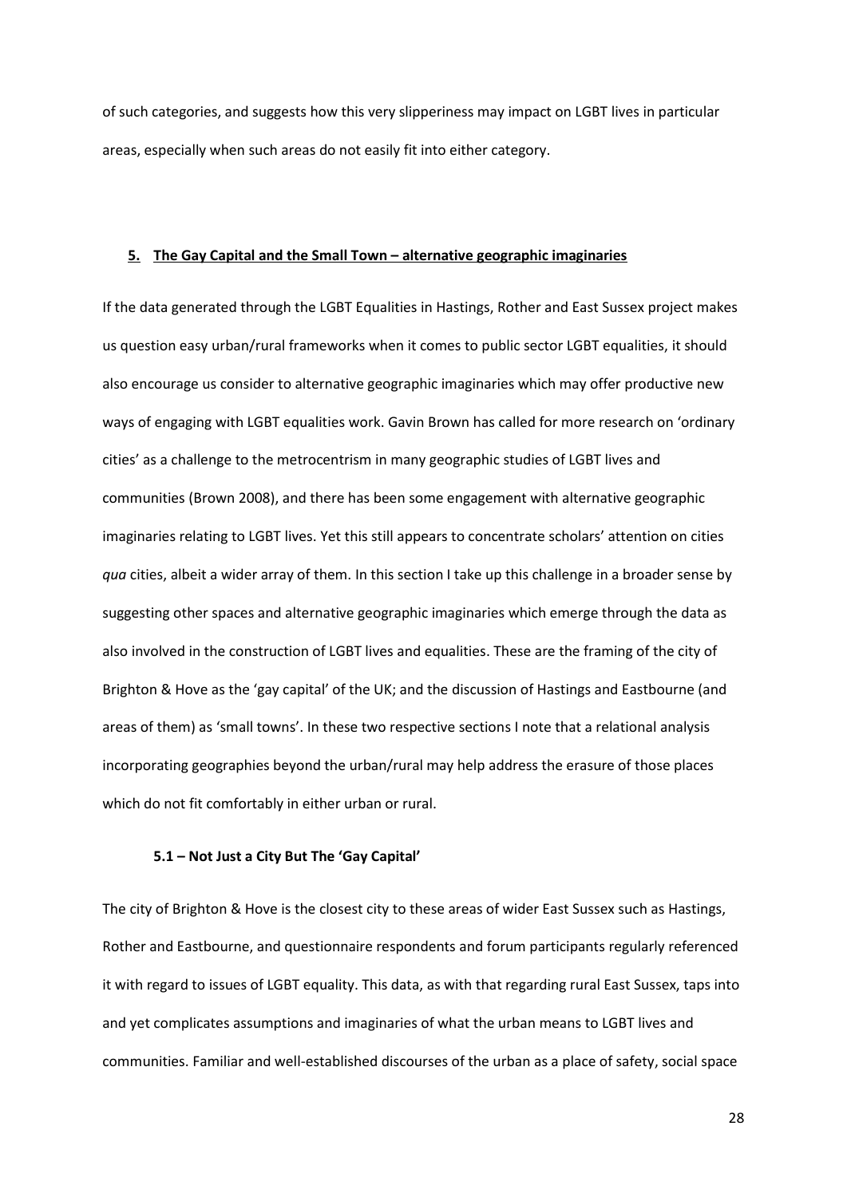of such categories, and suggests how this very slipperiness may impact on LGBT lives in particular areas, especially when such areas do not easily fit into either category.

## 5. The Gay Capital and the Small Town – alternative geographic imaginaries

If the data generated through the LGBT Equalities in Hastings, Rother and East Sussex project makes us question easy urban/rural frameworks when it comes to public sector LGBT equalities, it should also encourage us consider to alternative geographic imaginaries which may offer productive new ways of engaging with LGBT equalities work. Gavin Brown has called for more research on 'ordinary cities' as a challenge to the metrocentrism in many geographic studies of LGBT lives and communities (Brown 2008), and there has been some engagement with alternative geographic imaginaries relating to LGBT lives. Yet this still appears to concentrate scholars' attention on cities *qua* cities, albeit a wider array of them. In this section I take up this challenge in a broader sense by suggesting other spaces and alternative geographic imaginaries which emerge through the data as also involved in the construction of LGBT lives and equalities. These are the framing of the city of Brighton & Hove as the 'gay capital' of the UK; and the discussion of Hastings and Eastbourne (and areas of them) as 'small towns'. In these two respective sections I note that a relational analysis incorporating geographies beyond the urban/rural may help address the erasure of those places which do not fit comfortably in either urban or rural.

### 5.1 – Not Just a City But The 'Gay Capital'

The city of Brighton & Hove is the closest city to these areas of wider East Sussex such as Hastings, Rother and Eastbourne, and questionnaire respondents and forum participants regularly referenced it with regard to issues of LGBT equality. This data, as with that regarding rural East Sussex, taps into and yet complicates assumptions and imaginaries of what the urban means to LGBT lives and communities. Familiar and well-established discourses of the urban as a place of safety, social space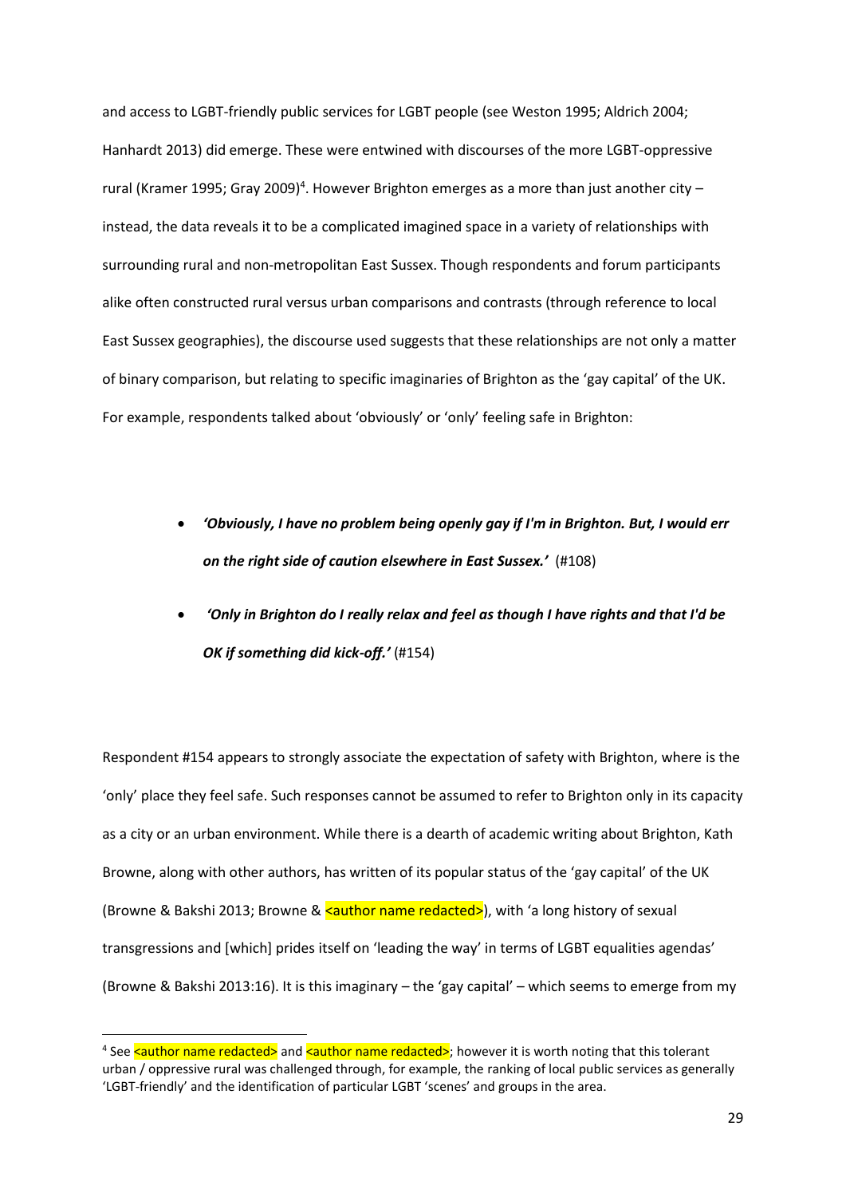and access to LGBT-friendly public services for LGBT people (see Weston 1995; Aldrich 2004; Hanhardt 2013) did emerge. These were entwined with discourses of the more LGBT-oppressive rural (Kramer 1995; Gray 2009)[4]. However Brighton emerges as a more than just another city – instead, the data reveals it to be a complicated imagined space in a variety of relationships with surrounding rural and non-metropolitan East Sussex. Though respondents and forum participants alike often constructed rural versus urban comparisons and contrasts (through reference to local East Sussex geographies), the discourse used suggests that these relationships are not only a matter of binary comparison, but relating to specific imaginaries of Brighton as the 'gay capital' of the UK. For example, respondents talked about 'obviously' or 'only' feeling safe in Brighton:

- ***'Obviously, I have no problem being openly gay if I'm in Brighton. But, I would err on the right side of caution elsewhere in East Sussex.'*** (#108)
- ***'Only in Brighton do I really relax and feel as though I have rights and that I'd be OK if something did kick-off.'*** (#154)

Respondent #154 appears to strongly associate the expectation of safety with Brighton, where is the 'only' place they feel safe. Such responses cannot be assumed to refer to Brighton only in its capacity as a city or an urban environment. While there is a dearth of academic writing about Brighton, Kath Browne, along with other authors, has written of its popular status of the 'gay capital' of the UK (Browne & Bakshi 2013; Browne & <author name redacted>), with 'a long history of sexual transgressions and [which] prides itself on 'leading the way' in terms of LGBT equalities agendas' (Browne & Bakshi 2013:16). It is this imaginary – the 'gay capital' – which seems to emerge from my

[4] See <author name redacted> and <author name redacted>; however it is worth noting that this tolerant urban / oppressive rural was challenged through, for example, the ranking of local public services as generally 'LGBT-friendly' and the identification of particular LGBT 'scenes' and groups in the area.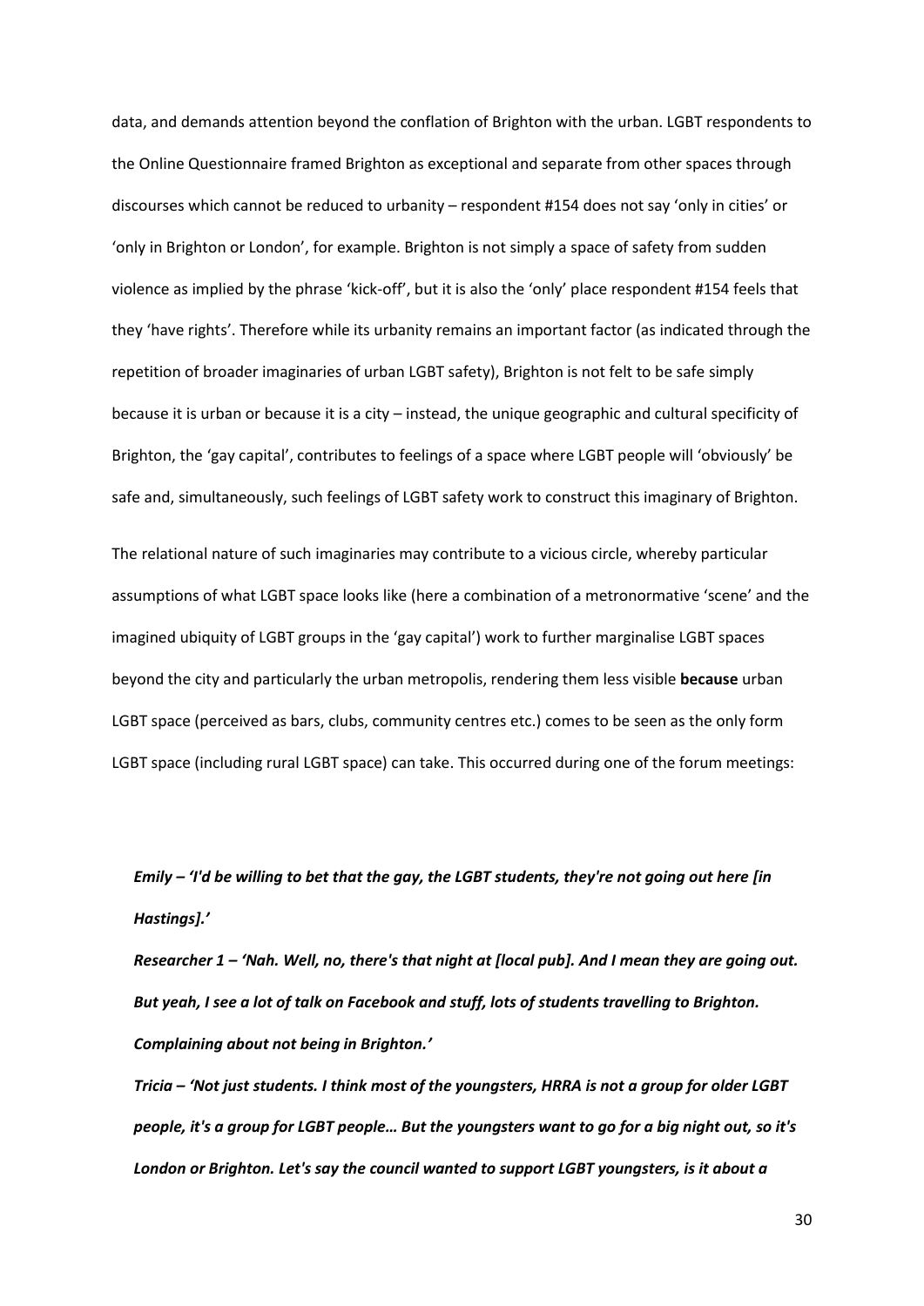data, and demands attention beyond the conflation of Brighton with the urban. LGBT respondents to the Online Questionnaire framed Brighton as exceptional and separate from other spaces through discourses which cannot be reduced to urbanity – respondent #154 does not say 'only in cities' or 'only in Brighton or London', for example. Brighton is not simply a space of safety from sudden violence as implied by the phrase 'kick-off', but it is also the 'only' place respondent #154 feels that they 'have rights'. Therefore while its urbanity remains an important factor (as indicated through the repetition of broader imaginaries of urban LGBT safety), Brighton is not felt to be safe simply because it is urban or because it is a city – instead, the unique geographic and cultural specificity of Brighton, the 'gay capital', contributes to feelings of a space where LGBT people will 'obviously' be safe and, simultaneously, such feelings of LGBT safety work to construct this imaginary of Brighton.

The relational nature of such imaginaries may contribute to a vicious circle, whereby particular assumptions of what LGBT space looks like (here a combination of a metronormative 'scene' and the imagined ubiquity of LGBT groups in the 'gay capital') work to further marginalise LGBT spaces beyond the city and particularly the urban metropolis, rendering them less visible **because** urban LGBT space (perceived as bars, clubs, community centres etc.) comes to be seen as the only form LGBT space (including rural LGBT space) can take. This occurred during one of the forum meetings:

> ***Emily – 'I'd be willing to bet that the gay, the LGBT students, they're not going out here [in Hastings].'***
>
> ***Researcher 1 – 'Nah. Well, no, there's that night at [local pub]. And I mean they are going out. But yeah, I see a lot of talk on Facebook and stuff, lots of students travelling to Brighton. Complaining about not being in Brighton.'***
>
> ***Tricia – 'Not just students. I think most of the youngsters, HRRA is not a group for older LGBT people, it's a group for LGBT people… But the youngsters want to go for a big night out, so it's London or Brighton. Let's say the council wanted to support LGBT youngsters, is it about a***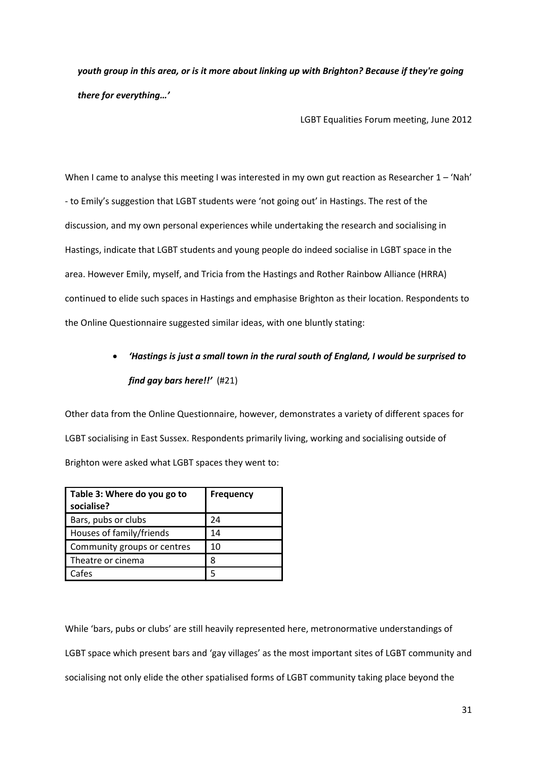***youth group in this area, or is it more about linking up with Brighton? Because if they're going there for everything…'***

LGBT Equalities Forum meeting, June 2012

When I came to analyse this meeting I was interested in my own gut reaction as Researcher 1 – 'Nah' - to Emily's suggestion that LGBT students were 'not going out' in Hastings. The rest of the discussion, and my own personal experiences while undertaking the research and socialising in Hastings, indicate that LGBT students and young people do indeed socialise in LGBT space in the area. However Emily, myself, and Tricia from the Hastings and Rother Rainbow Alliance (HRRA) continued to elide such spaces in Hastings and emphasise Brighton as their location. Respondents to the Online Questionnaire suggested similar ideas, with one bluntly stating:

- ***'Hastings is just a small town in the rural south of England, I would be surprised to find gay bars here!!'*** (#21)

Other data from the Online Questionnaire, however, demonstrates a variety of different spaces for LGBT socialising in East Sussex. Respondents primarily living, working and socialising outside of Brighton were asked what LGBT spaces they went to:

| Table 3: Where do you go to socialise? | Frequency |
|---|---|
| Bars, pubs or clubs | 24 |
| Houses of family/friends | 14 |
| Community groups or centres | 10 |
| Theatre or cinema | 8 |
| Cafes | 5 |

While 'bars, pubs or clubs' are still heavily represented here, metronormative understandings of LGBT space which present bars and 'gay villages' as the most important sites of LGBT community and socialising not only elide the other spatialised forms of LGBT community taking place beyond the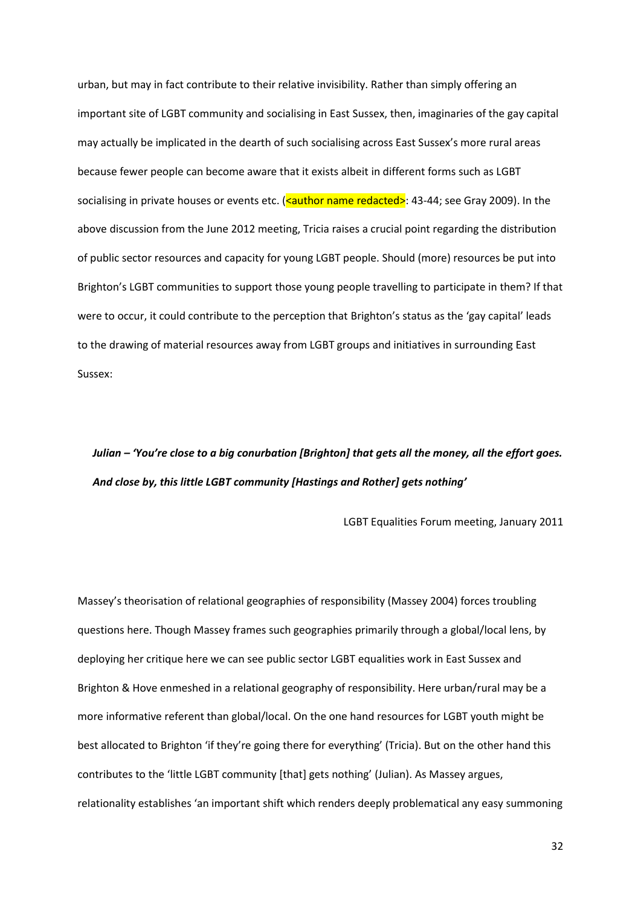urban, but may in fact contribute to their relative invisibility. Rather than simply offering an important site of LGBT community and socialising in East Sussex, then, imaginaries of the gay capital may actually be implicated in the dearth of such socialising across East Sussex's more rural areas because fewer people can become aware that it exists albeit in different forms such as LGBT socialising in private houses or events etc. (<author name redacted>: 43-44; see Gray 2009). In the above discussion from the June 2012 meeting, Tricia raises a crucial point regarding the distribution of public sector resources and capacity for young LGBT people. Should (more) resources be put into Brighton's LGBT communities to support those young people travelling to participate in them? If that were to occur, it could contribute to the perception that Brighton's status as the 'gay capital' leads to the drawing of material resources away from LGBT groups and initiatives in surrounding East Sussex:

> ***Julian – 'You're close to a big conurbation [Brighton] that gets all the money, all the effort goes. And close by, this little LGBT community [Hastings and Rother] gets nothing'***
>
> LGBT Equalities Forum meeting, January 2011

Massey's theorisation of relational geographies of responsibility (Massey 2004) forces troubling questions here. Though Massey frames such geographies primarily through a global/local lens, by deploying her critique here we can see public sector LGBT equalities work in East Sussex and Brighton & Hove enmeshed in a relational geography of responsibility. Here urban/rural may be a more informative referent than global/local. On the one hand resources for LGBT youth might be best allocated to Brighton 'if they're going there for everything' (Tricia). But on the other hand this contributes to the 'little LGBT community [that] gets nothing' (Julian). As Massey argues, relationality establishes 'an important shift which renders deeply problematical any easy summoning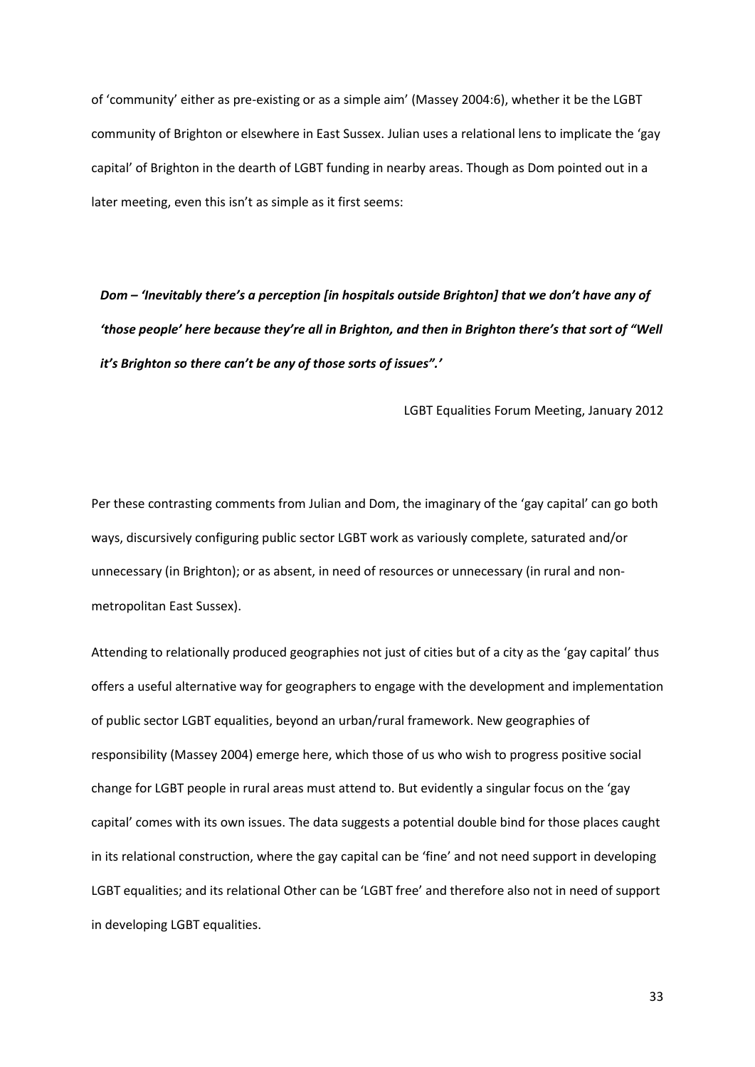of 'community' either as pre-existing or as a simple aim' (Massey 2004:6), whether it be the LGBT community of Brighton or elsewhere in East Sussex. Julian uses a relational lens to implicate the 'gay capital' of Brighton in the dearth of LGBT funding in nearby areas. Though as Dom pointed out in a later meeting, even this isn't as simple as it first seems:

> ***Dom – 'Inevitably there's a perception [in hospitals outside Brighton] that we don't have any of 'those people' here because they're all in Brighton, and then in Brighton there's that sort of "Well it's Brighton so there can't be any of those sorts of issues".'***
>
> LGBT Equalities Forum Meeting, January 2012

Per these contrasting comments from Julian and Dom, the imaginary of the 'gay capital' can go both ways, discursively configuring public sector LGBT work as variously complete, saturated and/or unnecessary (in Brighton); or as absent, in need of resources or unnecessary (in rural and non-metropolitan East Sussex).

Attending to relationally produced geographies not just of cities but of a city as the 'gay capital' thus offers a useful alternative way for geographers to engage with the development and implementation of public sector LGBT equalities, beyond an urban/rural framework. New geographies of responsibility (Massey 2004) emerge here, which those of us who wish to progress positive social change for LGBT people in rural areas must attend to. But evidently a singular focus on the 'gay capital' comes with its own issues. The data suggests a potential double bind for those places caught in its relational construction, where the gay capital can be 'fine' and not need support in developing LGBT equalities; and its relational Other can be 'LGBT free' and therefore also not in need of support in developing LGBT equalities.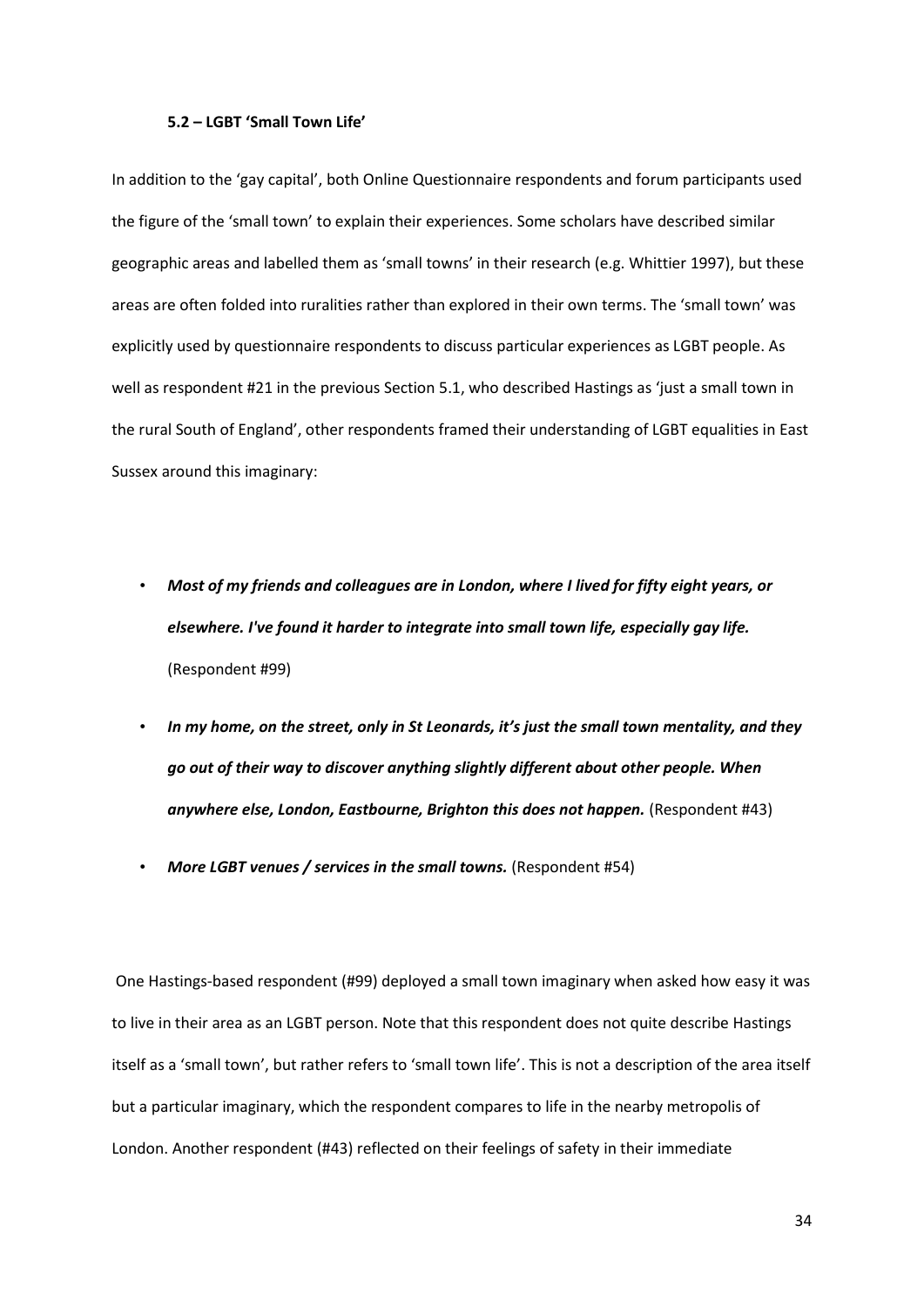### 5.2 – LGBT 'Small Town Life'

In addition to the 'gay capital', both Online Questionnaire respondents and forum participants used the figure of the 'small town' to explain their experiences. Some scholars have described similar geographic areas and labelled them as 'small towns' in their research (e.g. Whittier 1997), but these areas are often folded into ruralities rather than explored in their own terms. The 'small town' was explicitly used by questionnaire respondents to discuss particular experiences as LGBT people. As well as respondent #21 in the previous Section 5.1, who described Hastings as 'just a small town in the rural South of England', other respondents framed their understanding of LGBT equalities in East Sussex around this imaginary:

- ***Most of my friends and colleagues are in London, where I lived for fifty eight years, or elsewhere. I've found it harder to integrate into small town life, especially gay life.*** (Respondent #99)
- ***In my home, on the street, only in St Leonards, it's just the small town mentality, and they go out of their way to discover anything slightly different about other people. When anywhere else, London, Eastbourne, Brighton this does not happen.*** (Respondent #43)
- ***More LGBT venues / services in the small towns.*** (Respondent #54)

One Hastings-based respondent (#99) deployed a small town imaginary when asked how easy it was to live in their area as an LGBT person. Note that this respondent does not quite describe Hastings itself as a 'small town', but rather refers to 'small town life'. This is not a description of the area itself but a particular imaginary, which the respondent compares to life in the nearby metropolis of London. Another respondent (#43) reflected on their feelings of safety in their immediate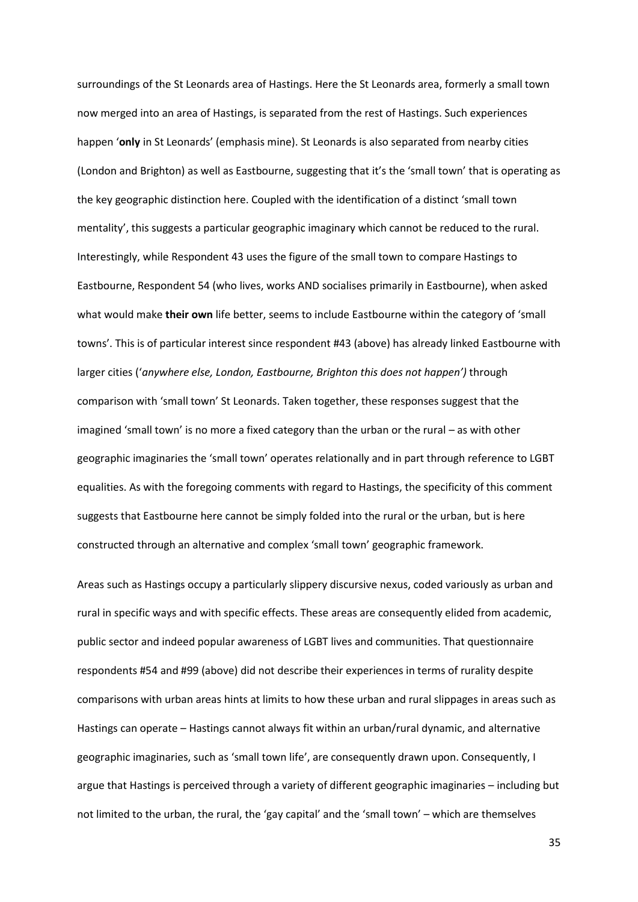surroundings of the St Leonards area of Hastings. Here the St Leonards area, formerly a small town now merged into an area of Hastings, is separated from the rest of Hastings. Such experiences happen '**only** in St Leonards' (emphasis mine). St Leonards is also separated from nearby cities (London and Brighton) as well as Eastbourne, suggesting that it's the 'small town' that is operating as the key geographic distinction here. Coupled with the identification of a distinct 'small town mentality', this suggests a particular geographic imaginary which cannot be reduced to the rural. Interestingly, while Respondent 43 uses the figure of the small town to compare Hastings to Eastbourne, Respondent 54 (who lives, works AND socialises primarily in Eastbourne), when asked what would make **their own** life better, seems to include Eastbourne within the category of 'small towns'. This is of particular interest since respondent #43 (above) has already linked Eastbourne with larger cities ('*anywhere else, London, Eastbourne, Brighton this does not happen')* through comparison with 'small town' St Leonards. Taken together, these responses suggest that the imagined 'small town' is no more a fixed category than the urban or the rural – as with other geographic imaginaries the 'small town' operates relationally and in part through reference to LGBT equalities. As with the foregoing comments with regard to Hastings, the specificity of this comment suggests that Eastbourne here cannot be simply folded into the rural or the urban, but is here constructed through an alternative and complex 'small town' geographic framework.

Areas such as Hastings occupy a particularly slippery discursive nexus, coded variously as urban and rural in specific ways and with specific effects. These areas are consequently elided from academic, public sector and indeed popular awareness of LGBT lives and communities. That questionnaire respondents #54 and #99 (above) did not describe their experiences in terms of rurality despite comparisons with urban areas hints at limits to how these urban and rural slippages in areas such as Hastings can operate – Hastings cannot always fit within an urban/rural dynamic, and alternative geographic imaginaries, such as 'small town life', are consequently drawn upon. Consequently, I argue that Hastings is perceived through a variety of different geographic imaginaries – including but not limited to the urban, the rural, the 'gay capital' and the 'small town' – which are themselves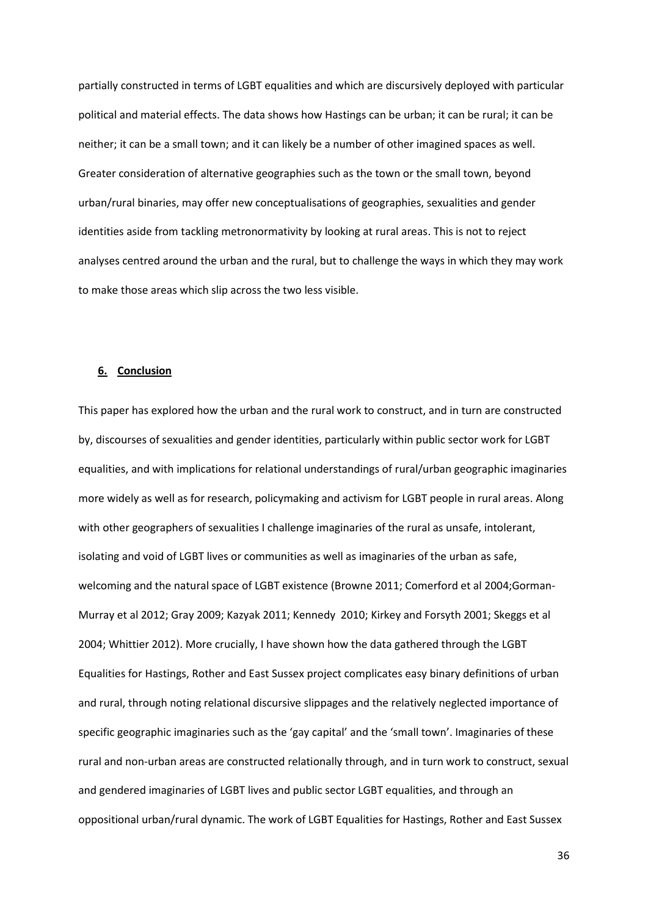partially constructed in terms of LGBT equalities and which are discursively deployed with particular political and material effects. The data shows how Hastings can be urban; it can be rural; it can be neither; it can be a small town; and it can likely be a number of other imagined spaces as well. Greater consideration of alternative geographies such as the town or the small town, beyond urban/rural binaries, may offer new conceptualisations of geographies, sexualities and gender identities aside from tackling metronormativity by looking at rural areas. This is not to reject analyses centred around the urban and the rural, but to challenge the ways in which they may work to make those areas which slip across the two less visible.

## 6. Conclusion

This paper has explored how the urban and the rural work to construct, and in turn are constructed by, discourses of sexualities and gender identities, particularly within public sector work for LGBT equalities, and with implications for relational understandings of rural/urban geographic imaginaries more widely as well as for research, policymaking and activism for LGBT people in rural areas. Along with other geographers of sexualities I challenge imaginaries of the rural as unsafe, intolerant, isolating and void of LGBT lives or communities as well as imaginaries of the urban as safe, welcoming and the natural space of LGBT existence (Browne 2011; Comerford et al 2004;Gorman-Murray et al 2012; Gray 2009; Kazyak 2011; Kennedy 2010; Kirkey and Forsyth 2001; Skeggs et al 2004; Whittier 2012). More crucially, I have shown how the data gathered through the LGBT Equalities for Hastings, Rother and East Sussex project complicates easy binary definitions of urban and rural, through noting relational discursive slippages and the relatively neglected importance of specific geographic imaginaries such as the 'gay capital' and the 'small town'. Imaginaries of these rural and non-urban areas are constructed relationally through, and in turn work to construct, sexual and gendered imaginaries of LGBT lives and public sector LGBT equalities, and through an oppositional urban/rural dynamic. The work of LGBT Equalities for Hastings, Rother and East Sussex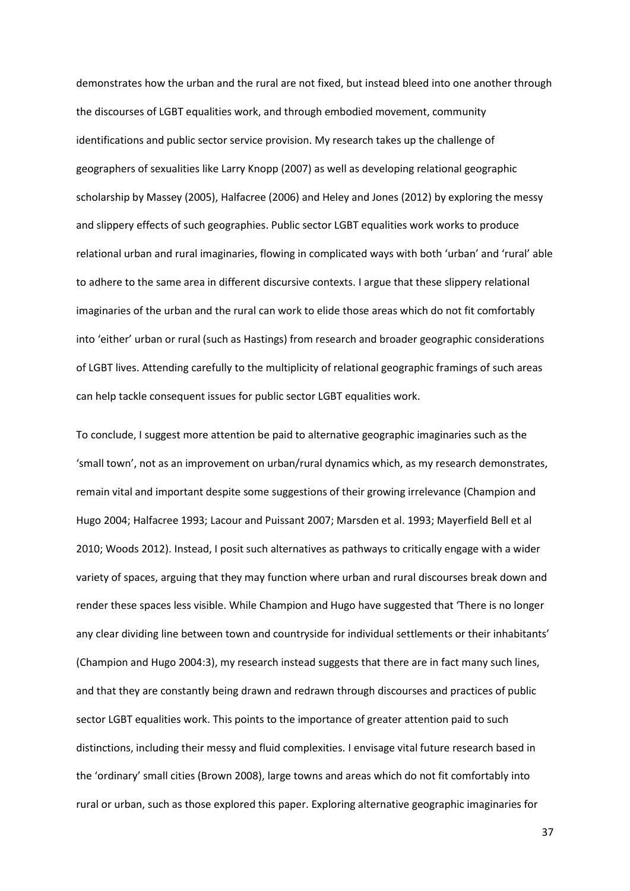demonstrates how the urban and the rural are not fixed, but instead bleed into one another through the discourses of LGBT equalities work, and through embodied movement, community identifications and public sector service provision. My research takes up the challenge of geographers of sexualities like Larry Knopp (2007) as well as developing relational geographic scholarship by Massey (2005), Halfacree (2006) and Heley and Jones (2012) by exploring the messy and slippery effects of such geographies. Public sector LGBT equalities work works to produce relational urban and rural imaginaries, flowing in complicated ways with both 'urban' and 'rural' able to adhere to the same area in different discursive contexts. I argue that these slippery relational imaginaries of the urban and the rural can work to elide those areas which do not fit comfortably into 'either' urban or rural (such as Hastings) from research and broader geographic considerations of LGBT lives. Attending carefully to the multiplicity of relational geographic framings of such areas can help tackle consequent issues for public sector LGBT equalities work.

To conclude, I suggest more attention be paid to alternative geographic imaginaries such as the 'small town', not as an improvement on urban/rural dynamics which, as my research demonstrates, remain vital and important despite some suggestions of their growing irrelevance (Champion and Hugo 2004; Halfacree 1993; Lacour and Puissant 2007; Marsden et al. 1993; Mayerfield Bell et al 2010; Woods 2012). Instead, I posit such alternatives as pathways to critically engage with a wider variety of spaces, arguing that they may function where urban and rural discourses break down and render these spaces less visible. While Champion and Hugo have suggested that 'There is no longer any clear dividing line between town and countryside for individual settlements or their inhabitants' (Champion and Hugo 2004:3), my research instead suggests that there are in fact many such lines, and that they are constantly being drawn and redrawn through discourses and practices of public sector LGBT equalities work. This points to the importance of greater attention paid to such distinctions, including their messy and fluid complexities. I envisage vital future research based in the 'ordinary' small cities (Brown 2008), large towns and areas which do not fit comfortably into rural or urban, such as those explored this paper. Exploring alternative geographic imaginaries for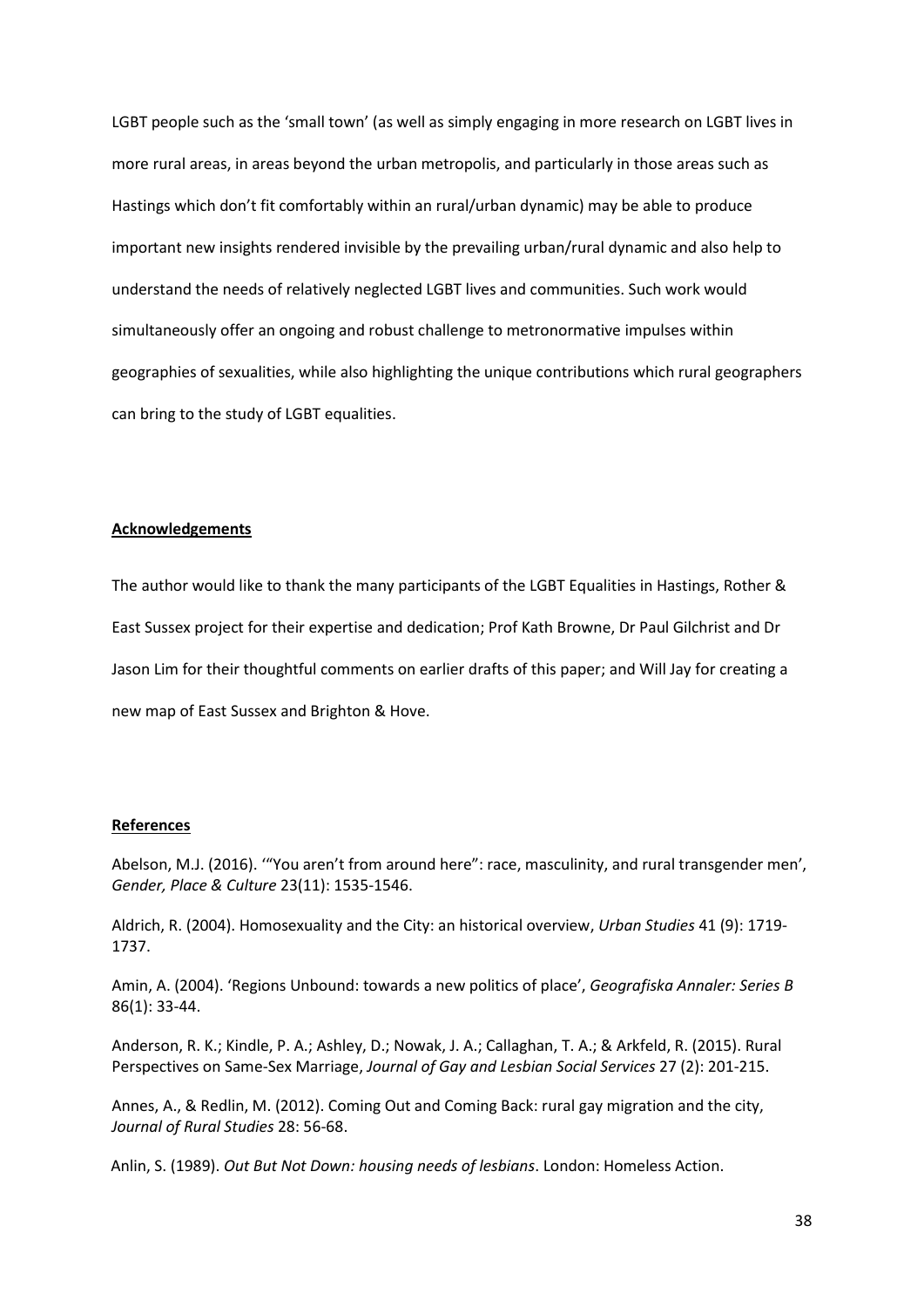LGBT people such as the 'small town' (as well as simply engaging in more research on LGBT lives in more rural areas, in areas beyond the urban metropolis, and particularly in those areas such as Hastings which don't fit comfortably within an rural/urban dynamic) may be able to produce important new insights rendered invisible by the prevailing urban/rural dynamic and also help to understand the needs of relatively neglected LGBT lives and communities. Such work would simultaneously offer an ongoing and robust challenge to metronormative impulses within geographies of sexualities, while also highlighting the unique contributions which rural geographers can bring to the study of LGBT equalities.

## Acknowledgements

The author would like to thank the many participants of the LGBT Equalities in Hastings, Rother & East Sussex project for their expertise and dedication; Prof Kath Browne, Dr Paul Gilchrist and Dr Jason Lim for their thoughtful comments on earlier drafts of this paper; and Will Jay for creating a new map of East Sussex and Brighton & Hove.

## References

Abelson, M.J. (2016). '"You aren't from around here": race, masculinity, and rural transgender men', *Gender, Place & Culture* 23(11): 1535-1546.

Aldrich, R. (2004). Homosexuality and the City: an historical overview, *Urban Studies* 41 (9): 1719-1737.

Amin, A. (2004). 'Regions Unbound: towards a new politics of place', *Geografiska Annaler: Series B* 86(1): 33-44.

Anderson, R. K.; Kindle, P. A.; Ashley, D.; Nowak, J. A.; Callaghan, T. A.; & Arkfeld, R. (2015). Rural Perspectives on Same-Sex Marriage, *Journal of Gay and Lesbian Social Services* 27 (2): 201-215.

Annes, A., & Redlin, M. (2012). Coming Out and Coming Back: rural gay migration and the city, *Journal of Rural Studies* 28: 56-68.

Anlin, S. (1989). *Out But Not Down: housing needs of lesbians*. London: Homeless Action.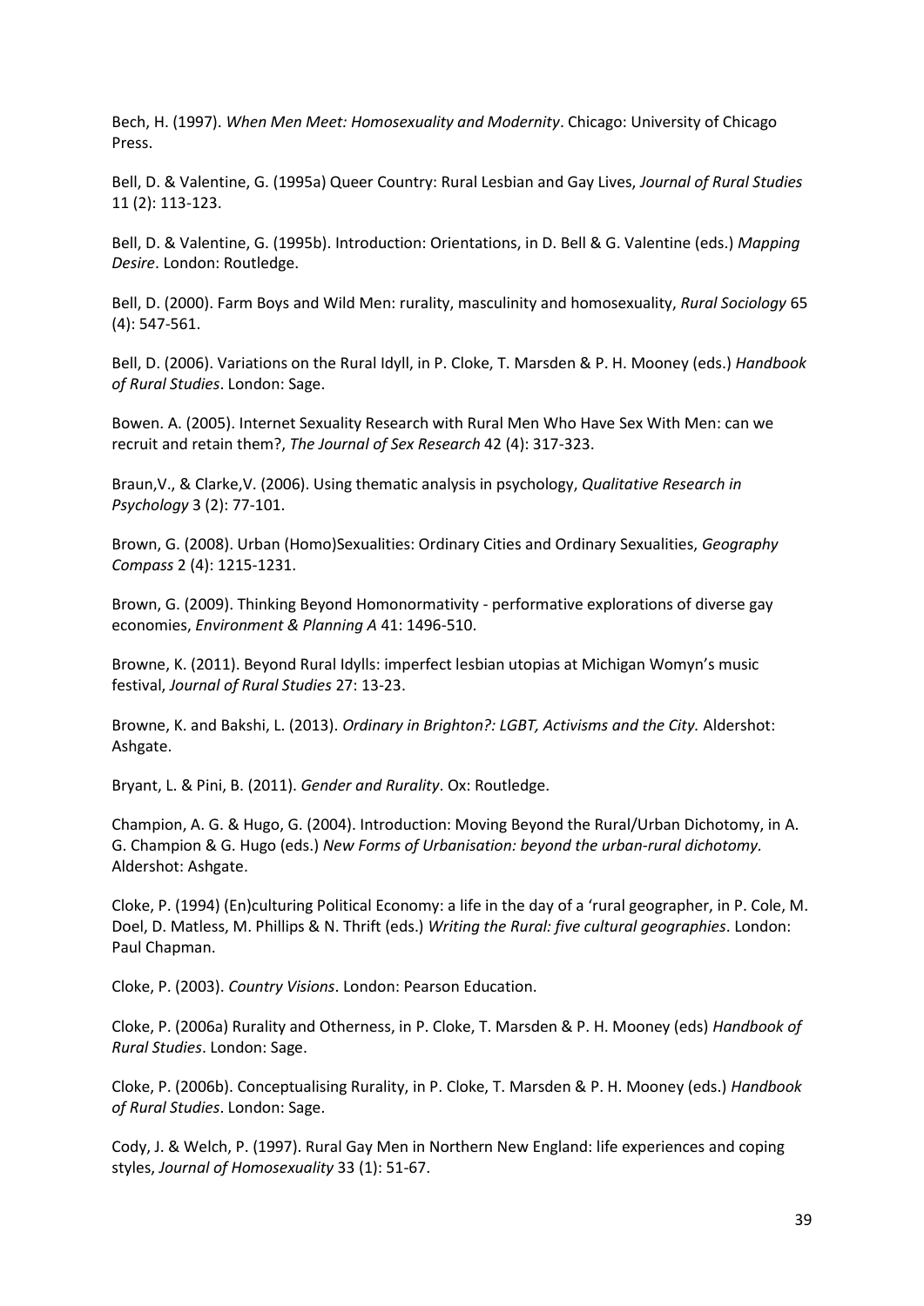Bech, H. (1997). *When Men Meet: Homosexuality and Modernity*. Chicago: University of Chicago Press.

Bell, D. & Valentine, G. (1995a) Queer Country: Rural Lesbian and Gay Lives, *Journal of Rural Studies* 11 (2): 113-123.

Bell, D. & Valentine, G. (1995b). Introduction: Orientations, in D. Bell & G. Valentine (eds.) *Mapping Desire*. London: Routledge.

Bell, D. (2000). Farm Boys and Wild Men: rurality, masculinity and homosexuality, *Rural Sociology* 65 (4): 547-561.

Bell, D. (2006). Variations on the Rural Idyll, in P. Cloke, T. Marsden & P. H. Mooney (eds.) *Handbook of Rural Studies*. London: Sage.

Bowen. A. (2005). Internet Sexuality Research with Rural Men Who Have Sex With Men: can we recruit and retain them?, *The Journal of Sex Research* 42 (4): 317-323.

Braun,V., & Clarke,V. (2006). Using thematic analysis in psychology, *Qualitative Research in Psychology* 3 (2): 77-101.

Brown, G. (2008). Urban (Homo)Sexualities: Ordinary Cities and Ordinary Sexualities, *Geography Compass* 2 (4): 1215-1231.

Brown, G. (2009). Thinking Beyond Homonormativity - performative explorations of diverse gay economies, *Environment & Planning A* 41: 1496-510.

Browne, K. (2011). Beyond Rural Idylls: imperfect lesbian utopias at Michigan Womyn's music festival, *Journal of Rural Studies* 27: 13-23.

Browne, K. and Bakshi, L. (2013). *Ordinary in Brighton?: LGBT, Activisms and the City.* Aldershot: Ashgate.

Bryant, L. & Pini, B. (2011). *Gender and Rurality*. Ox: Routledge.

Champion, A. G. & Hugo, G. (2004). Introduction: Moving Beyond the Rural/Urban Dichotomy, in A. G. Champion & G. Hugo (eds.) *New Forms of Urbanisation: beyond the urban-rural dichotomy.* Aldershot: Ashgate.

Cloke, P. (1994) (En)culturing Political Economy: a life in the day of a 'rural geographer, in P. Cole, M. Doel, D. Matless, M. Phillips & N. Thrift (eds.) *Writing the Rural: five cultural geographies*. London: Paul Chapman.

Cloke, P. (2003). *Country Visions*. London: Pearson Education.

Cloke, P. (2006a) Rurality and Otherness, in P. Cloke, T. Marsden & P. H. Mooney (eds) *Handbook of Rural Studies*. London: Sage.

Cloke, P. (2006b). Conceptualising Rurality, in P. Cloke, T. Marsden & P. H. Mooney (eds.) *Handbook of Rural Studies*. London: Sage.

Cody, J. & Welch, P. (1997). Rural Gay Men in Northern New England: life experiences and coping styles, *Journal of Homosexuality* 33 (1): 51-67.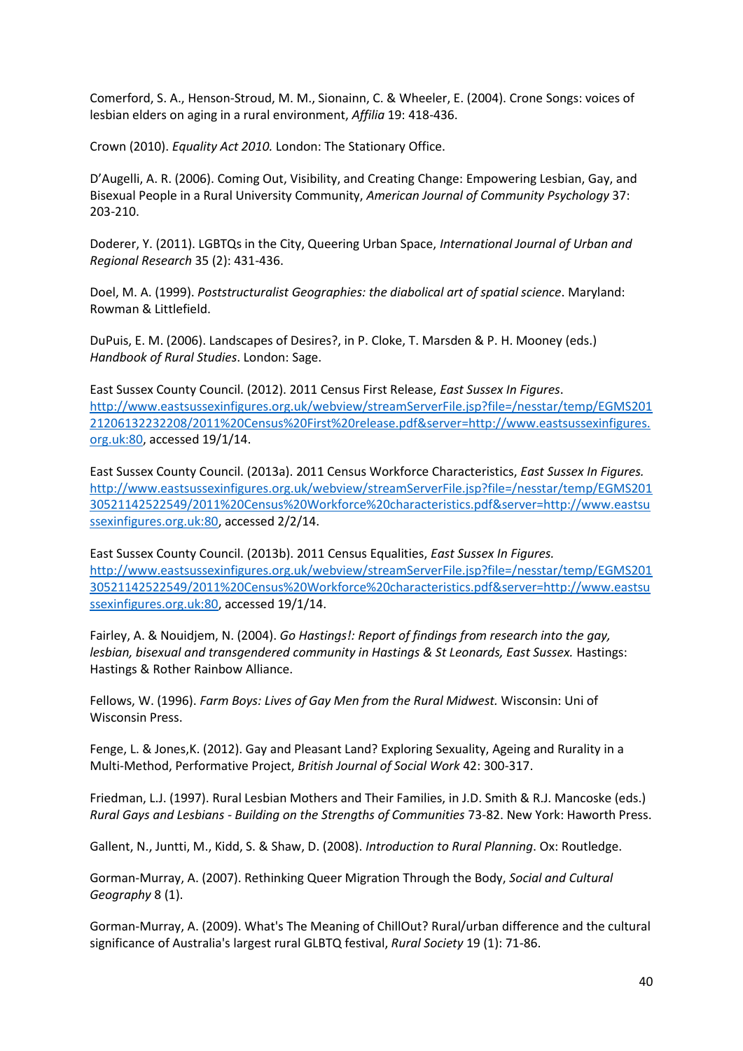Comerford, S. A., Henson-Stroud, M. M., Sionainn, C. & Wheeler, E. (2004). Crone Songs: voices of lesbian elders on aging in a rural environment, *Affilia* 19: 418-436.

Crown (2010). *Equality Act 2010.* London: The Stationary Office.

D'Augelli, A. R. (2006). Coming Out, Visibility, and Creating Change: Empowering Lesbian, Gay, and Bisexual People in a Rural University Community, *American Journal of Community Psychology* 37: 203-210.

Doderer, Y. (2011). LGBTQs in the City, Queering Urban Space, *International Journal of Urban and Regional Research* 35 (2): 431-436.

Doel, M. A. (1999). *Poststructuralist Geographies: the diabolical art of spatial science*. Maryland: Rowman & Littlefield.

DuPuis, E. M. (2006). Landscapes of Desires?, in P. Cloke, T. Marsden & P. H. Mooney (eds.) *Handbook of Rural Studies*. London: Sage.

East Sussex County Council. (2012). 2011 Census First Release, *East Sussex In Figures*. http://www.eastsussexinfigures.org.uk/webview/streamServerFile.jsp?file=/nesstar/temp/EGMS20121206132232208/2011%20Census%20First%20release.pdf&server=http://www.eastsussexinfigures.org.uk:80, accessed 19/1/14.

East Sussex County Council. (2013a). 2011 Census Workforce Characteristics, *East Sussex In Figures.* http://www.eastsussexinfigures.org.uk/webview/streamServerFile.jsp?file=/nesstar/temp/EGMS20130521142522549/2011%20Census%20Workforce%20characteristics.pdf&server=http://www.eastsussexinfigures.org.uk:80, accessed 2/2/14.

East Sussex County Council. (2013b). 2011 Census Equalities, *East Sussex In Figures.* http://www.eastsussexinfigures.org.uk/webview/streamServerFile.jsp?file=/nesstar/temp/EGMS20130521142522549/2011%20Census%20Workforce%20characteristics.pdf&server=http://www.eastsussexinfigures.org.uk:80, accessed 19/1/14.

Fairley, A. & Nouidjem, N. (2004). *Go Hastings!: Report of findings from research into the gay, lesbian, bisexual and transgendered community in Hastings & St Leonards, East Sussex.* Hastings: Hastings & Rother Rainbow Alliance.

Fellows, W. (1996). *Farm Boys: Lives of Gay Men from the Rural Midwest.* Wisconsin: Uni of Wisconsin Press.

Fenge, L. & Jones,K. (2012). Gay and Pleasant Land? Exploring Sexuality, Ageing and Rurality in a Multi-Method, Performative Project, *British Journal of Social Work* 42: 300-317.

Friedman, L.J. (1997). Rural Lesbian Mothers and Their Families, in J.D. Smith & R.J. Mancoske (eds.) *Rural Gays and Lesbians - Building on the Strengths of Communities* 73-82. New York: Haworth Press.

Gallent, N., Juntti, M., Kidd, S. & Shaw, D. (2008). *Introduction to Rural Planning*. Ox: Routledge.

Gorman-Murray, A. (2007). Rethinking Queer Migration Through the Body, *Social and Cultural Geography* 8 (1).

Gorman-Murray, A. (2009). What's The Meaning of ChillOut? Rural/urban difference and the cultural significance of Australia's largest rural GLBTQ festival, *Rural Society* 19 (1): 71-86.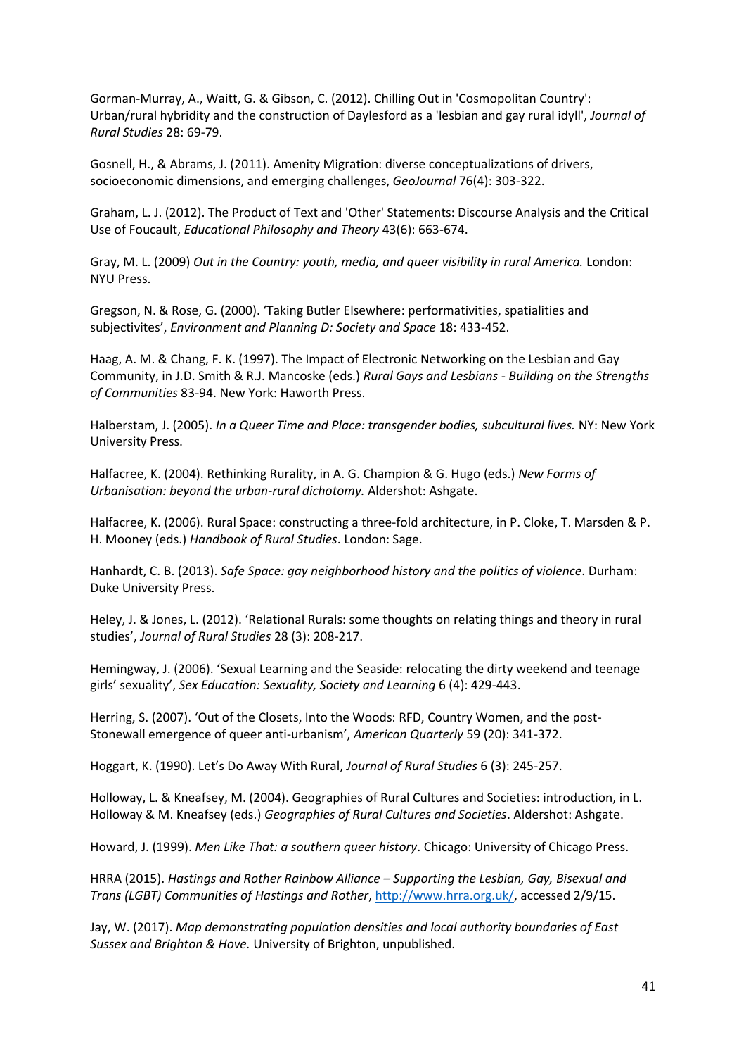Gorman-Murray, A., Waitt, G. & Gibson, C. (2012). Chilling Out in 'Cosmopolitan Country': Urban/rural hybridity and the construction of Daylesford as a 'lesbian and gay rural idyll', *Journal of Rural Studies* 28: 69-79.

Gosnell, H., & Abrams, J. (2011). Amenity Migration: diverse conceptualizations of drivers, socioeconomic dimensions, and emerging challenges, *GeoJournal* 76(4): 303-322.

Graham, L. J. (2012). The Product of Text and 'Other' Statements: Discourse Analysis and the Critical Use of Foucault, *Educational Philosophy and Theory* 43(6): 663-674.

Gray, M. L. (2009) *Out in the Country: youth, media, and queer visibility in rural America.* London: NYU Press.

Gregson, N. & Rose, G. (2000). 'Taking Butler Elsewhere: performativities, spatialities and subjectivites', *Environment and Planning D: Society and Space* 18: 433-452.

Haag, A. M. & Chang, F. K. (1997). The Impact of Electronic Networking on the Lesbian and Gay Community, in J.D. Smith & R.J. Mancoske (eds.) *Rural Gays and Lesbians - Building on the Strengths of Communities* 83-94. New York: Haworth Press.

Halberstam, J. (2005). *In a Queer Time and Place: transgender bodies, subcultural lives.* NY: New York University Press.

Halfacree, K. (2004). Rethinking Rurality, in A. G. Champion & G. Hugo (eds.) *New Forms of Urbanisation: beyond the urban-rural dichotomy.* Aldershot: Ashgate.

Halfacree, K. (2006). Rural Space: constructing a three-fold architecture, in P. Cloke, T. Marsden & P. H. Mooney (eds.) *Handbook of Rural Studies*. London: Sage.

Hanhardt, C. B. (2013). *Safe Space: gay neighborhood history and the politics of violence*. Durham: Duke University Press.

Heley, J. & Jones, L. (2012). 'Relational Rurals: some thoughts on relating things and theory in rural studies', *Journal of Rural Studies* 28 (3): 208-217.

Hemingway, J. (2006). 'Sexual Learning and the Seaside: relocating the dirty weekend and teenage girls' sexuality', *Sex Education: Sexuality, Society and Learning* 6 (4): 429-443.

Herring, S. (2007). 'Out of the Closets, Into the Woods: RFD, Country Women, and the post-Stonewall emergence of queer anti-urbanism', *American Quarterly* 59 (20): 341-372.

Hoggart, K. (1990). Let's Do Away With Rural, *Journal of Rural Studies* 6 (3): 245-257.

Holloway, L. & Kneafsey, M. (2004). Geographies of Rural Cultures and Societies: introduction, in L. Holloway & M. Kneafsey (eds.) *Geographies of Rural Cultures and Societies*. Aldershot: Ashgate.

Howard, J. (1999). *Men Like That: a southern queer history*. Chicago: University of Chicago Press.

HRRA (2015). *Hastings and Rother Rainbow Alliance – Supporting the Lesbian, Gay, Bisexual and Trans (LGBT) Communities of Hastings and Rother*, http://www.hrra.org.uk/, accessed 2/9/15.

Jay, W. (2017). *Map demonstrating population densities and local authority boundaries of East Sussex and Brighton & Hove.* University of Brighton, unpublished.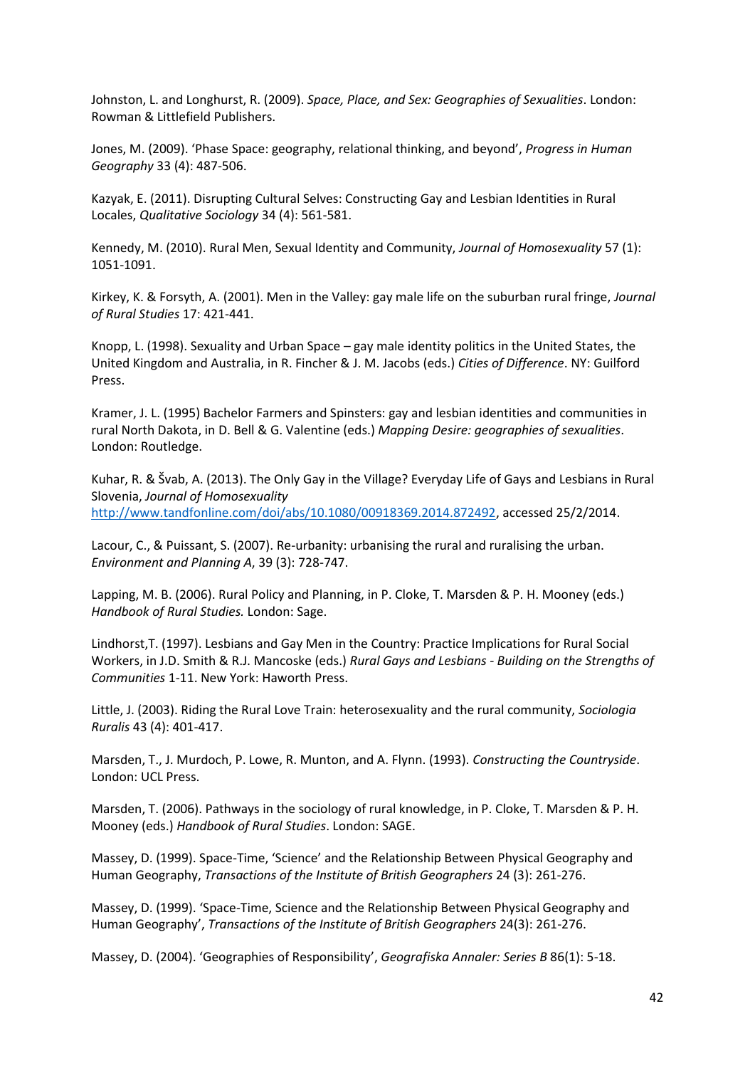Johnston, L. and Longhurst, R. (2009). *Space, Place, and Sex: Geographies of Sexualities*. London: Rowman & Littlefield Publishers.

Jones, M. (2009). 'Phase Space: geography, relational thinking, and beyond', *Progress in Human Geography* 33 (4): 487-506.

Kazyak, E. (2011). Disrupting Cultural Selves: Constructing Gay and Lesbian Identities in Rural Locales, *Qualitative Sociology* 34 (4): 561-581.

Kennedy, M. (2010). Rural Men, Sexual Identity and Community, *Journal of Homosexuality* 57 (1): 1051-1091.

Kirkey, K. & Forsyth, A. (2001). Men in the Valley: gay male life on the suburban rural fringe, *Journal of Rural Studies* 17: 421-441.

Knopp, L. (1998). Sexuality and Urban Space – gay male identity politics in the United States, the United Kingdom and Australia, in R. Fincher & J. M. Jacobs (eds.) *Cities of Difference*. NY: Guilford Press.

Kramer, J. L. (1995) Bachelor Farmers and Spinsters: gay and lesbian identities and communities in rural North Dakota, in D. Bell & G. Valentine (eds.) *Mapping Desire: geographies of sexualities*. London: Routledge.

Kuhar, R. & Švab, A. (2013). The Only Gay in the Village? Everyday Life of Gays and Lesbians in Rural Slovenia, *Journal of Homosexuality* http://www.tandfonline.com/doi/abs/10.1080/00918369.2014.872492, accessed 25/2/2014.

Lacour, C., & Puissant, S. (2007). Re-urbanity: urbanising the rural and ruralising the urban. *Environment and Planning A*, 39 (3): 728-747.

Lapping, M. B. (2006). Rural Policy and Planning, in P. Cloke, T. Marsden & P. H. Mooney (eds.) *Handbook of Rural Studies.* London: Sage.

Lindhorst,T. (1997). Lesbians and Gay Men in the Country: Practice Implications for Rural Social Workers, in J.D. Smith & R.J. Mancoske (eds.) *Rural Gays and Lesbians - Building on the Strengths of Communities* 1-11. New York: Haworth Press.

Little, J. (2003). Riding the Rural Love Train: heterosexuality and the rural community, *Sociologia Ruralis* 43 (4): 401-417.

Marsden, T., J. Murdoch, P. Lowe, R. Munton, and A. Flynn. (1993). *Constructing the Countryside*. London: UCL Press.

Marsden, T. (2006). Pathways in the sociology of rural knowledge, in P. Cloke, T. Marsden & P. H. Mooney (eds.) *Handbook of Rural Studies*. London: SAGE.

Massey, D. (1999). Space-Time, 'Science' and the Relationship Between Physical Geography and Human Geography, *Transactions of the Institute of British Geographers* 24 (3): 261-276.

Massey, D. (1999). 'Space-Time, Science and the Relationship Between Physical Geography and Human Geography', *Transactions of the Institute of British Geographers* 24(3): 261-276.

Massey, D. (2004). 'Geographies of Responsibility', *Geografiska Annaler: Series B* 86(1): 5-18.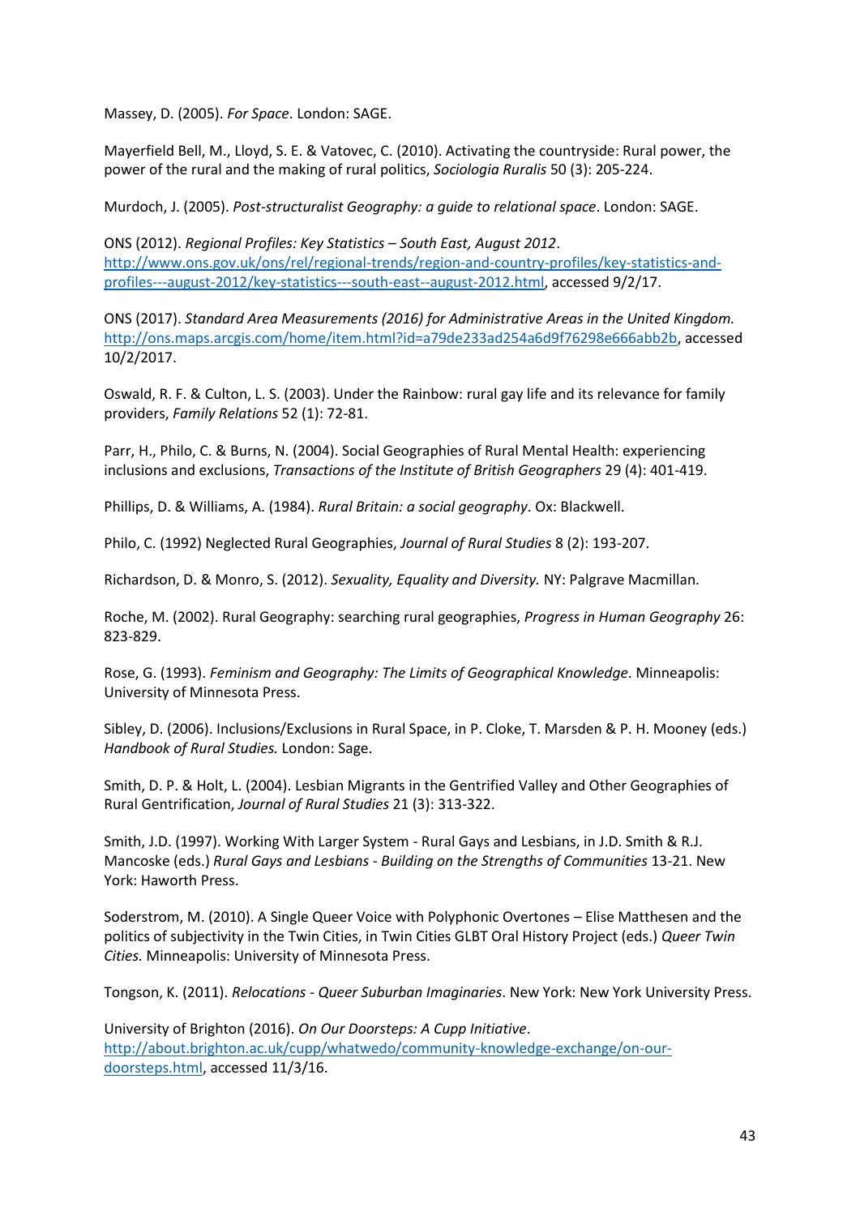Massey, D. (2005). *For Space*. London: SAGE.

Mayerfield Bell, M., Lloyd, S. E. & Vatovec, C. (2010). Activating the countryside: Rural power, the power of the rural and the making of rural politics, *Sociologia Ruralis* 50 (3): 205-224.

Murdoch, J. (2005). *Post-structuralist Geography: a guide to relational space*. London: SAGE.

ONS (2012). *Regional Profiles: Key Statistics – South East, August 2012*. http://www.ons.gov.uk/ons/rel/regional-trends/region-and-country-profiles/key-statistics-and-profiles---august-2012/key-statistics---south-east--august-2012.html, accessed 9/2/17.

ONS (2017). *Standard Area Measurements (2016) for Administrative Areas in the United Kingdom.* http://ons.maps.arcgis.com/home/item.html?id=a79de233ad254a6d9f76298e666abb2b, accessed 10/2/2017.

Oswald, R. F. & Culton, L. S. (2003). Under the Rainbow: rural gay life and its relevance for family providers, *Family Relations* 52 (1): 72-81.

Parr, H., Philo, C. & Burns, N. (2004). Social Geographies of Rural Mental Health: experiencing inclusions and exclusions, *Transactions of the Institute of British Geographers* 29 (4): 401-419.

Phillips, D. & Williams, A. (1984). *Rural Britain: a social geography*. Ox: Blackwell.

Philo, C. (1992) Neglected Rural Geographies, *Journal of Rural Studies* 8 (2): 193-207.

Richardson, D. & Monro, S. (2012). *Sexuality, Equality and Diversity.* NY: Palgrave Macmillan.

Roche, M. (2002). Rural Geography: searching rural geographies, *Progress in Human Geography* 26: 823-829.

Rose, G. (1993). *Feminism and Geography: The Limits of Geographical Knowledge*. Minneapolis: University of Minnesota Press.

Sibley, D. (2006). Inclusions/Exclusions in Rural Space, in P. Cloke, T. Marsden & P. H. Mooney (eds.) *Handbook of Rural Studies.* London: Sage.

Smith, D. P. & Holt, L. (2004). Lesbian Migrants in the Gentrified Valley and Other Geographies of Rural Gentrification, *Journal of Rural Studies* 21 (3): 313-322.

Smith, J.D. (1997). Working With Larger System - Rural Gays and Lesbians, in J.D. Smith & R.J. Mancoske (eds.) *Rural Gays and Lesbians - Building on the Strengths of Communities* 13-21. New York: Haworth Press.

Soderstrom, M. (2010). A Single Queer Voice with Polyphonic Overtones – Elise Matthesen and the politics of subjectivity in the Twin Cities, in Twin Cities GLBT Oral History Project (eds.) *Queer Twin Cities.* Minneapolis: University of Minnesota Press.

Tongson, K. (2011). *Relocations - Queer Suburban Imaginaries*. New York: New York University Press.

University of Brighton (2016). *On Our Doorsteps: A Cupp Initiative*. http://about.brighton.ac.uk/cupp/whatwedo/community-knowledge-exchange/on-our-doorsteps.html, accessed 11/3/16.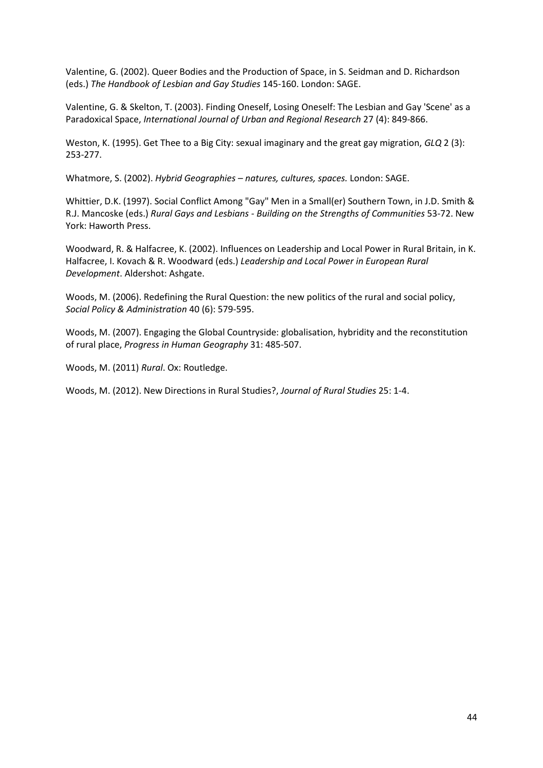Valentine, G. (2002). Queer Bodies and the Production of Space, in S. Seidman and D. Richardson (eds.) *The Handbook of Lesbian and Gay Studies* 145-160. London: SAGE.

Valentine, G. & Skelton, T. (2003). Finding Oneself, Losing Oneself: The Lesbian and Gay 'Scene' as a Paradoxical Space, *International Journal of Urban and Regional Research* 27 (4): 849-866.

Weston, K. (1995). Get Thee to a Big City: sexual imaginary and the great gay migration, *GLQ* 2 (3): 253-277.

Whatmore, S. (2002). *Hybrid Geographies – natures, cultures, spaces.* London: SAGE.

Whittier, D.K. (1997). Social Conflict Among "Gay" Men in a Small(er) Southern Town, in J.D. Smith & R.J. Mancoske (eds.) *Rural Gays and Lesbians - Building on the Strengths of Communities* 53-72. New York: Haworth Press.

Woodward, R. & Halfacree, K. (2002). Influences on Leadership and Local Power in Rural Britain, in K. Halfacree, I. Kovach & R. Woodward (eds.) *Leadership and Local Power in European Rural Development*. Aldershot: Ashgate.

Woods, M. (2006). Redefining the Rural Question: the new politics of the rural and social policy, *Social Policy & Administration* 40 (6): 579-595.

Woods, M. (2007). Engaging the Global Countryside: globalisation, hybridity and the reconstitution of rural place, *Progress in Human Geography* 31: 485-507.

Woods, M. (2011) *Rural*. Ox: Routledge.

Woods, M. (2012). New Directions in Rural Studies?, *Journal of Rural Studies* 25: 1-4.